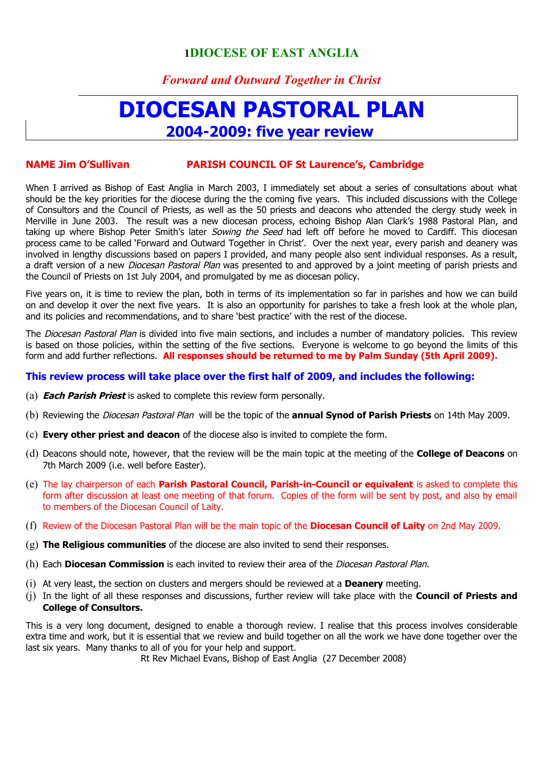# 1DIOCESE OF EAST ANGLIA

*Forward and Outward Together in Christ*

# DIOCESAN PASTORAL PLAN

## 2004-2009: five year review

**NAME Jim O'Sullivan** **PARISH COUNCIL OF St Laurence's, Cambridge**

When I arrived as Bishop of East Anglia in March 2003, I immediately set about a series of consultations about what should be the key priorities for the diocese during the the coming five years. This included discussions with the College of Consultors and the Council of Priests, as well as the 50 priests and deacons who attended the clergy study week in Merville in June 2003. The result was a new diocesan process, echoing Bishop Alan Clark's 1988 Pastoral Plan, and taking up where Bishop Peter Smith's later *Sowing the Seed* had left off before he moved to Cardiff. This diocesan process came to be called 'Forward and Outward Together in Christ'. Over the next year, every parish and deanery was involved in lengthy discussions based on papers I provided, and many people also sent individual responses. As a result, a draft version of a new *Diocesan Pastoral Plan* was presented to and approved by a joint meeting of parish priests and the Council of Priests on 1st July 2004, and promulgated by me as diocesan policy.

Five years on, it is time to review the plan, both in terms of its implementation so far in parishes and how we can build on and develop it over the next five years. It is also an opportunity for parishes to take a fresh look at the whole plan, and its policies and recommendations, and to share 'best practice' with the rest of the diocese.

The *Diocesan Pastoral Plan* is divided into five main sections, and includes a number of mandatory policies. This review is based on those policies, within the setting of the five sections. Everyone is welcome to go beyond the limits of this form and add further reflections. **All responses should be returned to me by Palm Sunday (5th April 2009).**

### This review process will take place over the first half of 2009, and includes the following:

(a) ***Each Parish Priest*** is asked to complete this review form personally.

(b) Reviewing the *Diocesan Pastoral Plan* will be the topic of the **annual Synod of Parish Priests** on 14th May 2009.

(c) **Every other priest and deacon** of the diocese also is invited to complete the form.

(d) Deacons should note, however, that the review will be the main topic at the meeting of the **College of Deacons** on 7th March 2009 (i.e. well before Easter).

(e) The lay chairperson of each **Parish Pastoral Council, Parish-in-Council or equivalent** is asked to complete this form after discussion at least one meeting of that forum. Copies of the form will be sent by post, and also by email to members of the Diocesan Council of Laity.

(f) Review of the Diocesan Pastoral Plan will be the main topic of the **Diocesan Council of Laity** on 2nd May 2009.

(g) **The Religious communities** of the diocese are also invited to send their responses.

(h) Each **Diocesan Commission** is each invited to review their area of the *Diocesan Pastoral Plan*.

(i) At very least, the section on clusters and mergers should be reviewed at a **Deanery** meeting.

(j) In the light of all these responses and discussions, further review will take place with the **Council of Priests and College of Consultors.**

This is a very long document, designed to enable a thorough review. I realise that this process involves considerable extra time and work, but it is essential that we review and build together on all the work we have done together over the last six years. Many thanks to all of you for your help and support.

Rt Rev Michael Evans, Bishop of East Anglia (27 December 2008)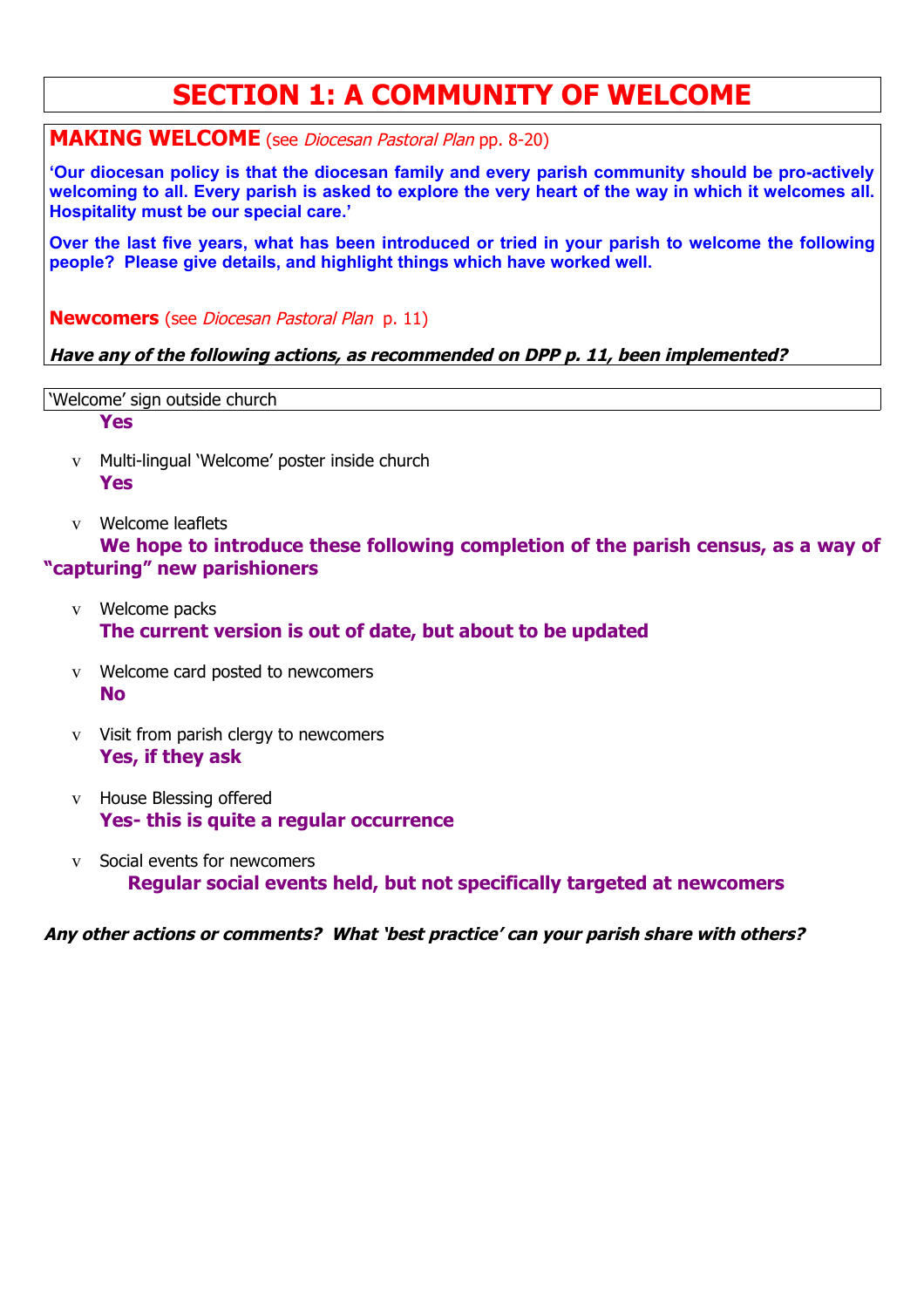# SECTION 1: A COMMUNITY OF WELCOME

## MAKING WELCOME (see *Diocesan Pastoral Plan* pp. 8-20)

**'Our diocesan policy is that the diocesan family and every parish community should be pro-actively welcoming to all. Every parish is asked to explore the very heart of the way in which it welcomes all. Hospitality must be our special care.'**

**Over the last five years, what has been introduced or tried in your parish to welcome the following people? Please give details, and highlight things which have worked well.**

### Newcomers (see *Diocesan Pastoral Plan* p. 11)

***Have any of the following actions, as recommended on DPP p. 11, been implemented?***

- 'Welcome' sign outside church
  **Yes**

- Multi-lingual 'Welcome' poster inside church
  **Yes**

- Welcome leaflets
  **We hope to introduce these following completion of the parish census, as a way of "capturing" new parishioners**

- Welcome packs
  **The current version is out of date, but about to be updated**

- Welcome card posted to newcomers
  **No**

- Visit from parish clergy to newcomers
  **Yes, if they ask**

- House Blessing offered
  **Yes- this is quite a regular occurrence**

- Social events for newcomers
  **Regular social events held, but not specifically targeted at newcomers**

***Any other actions or comments? What 'best practice' can your parish share with others?***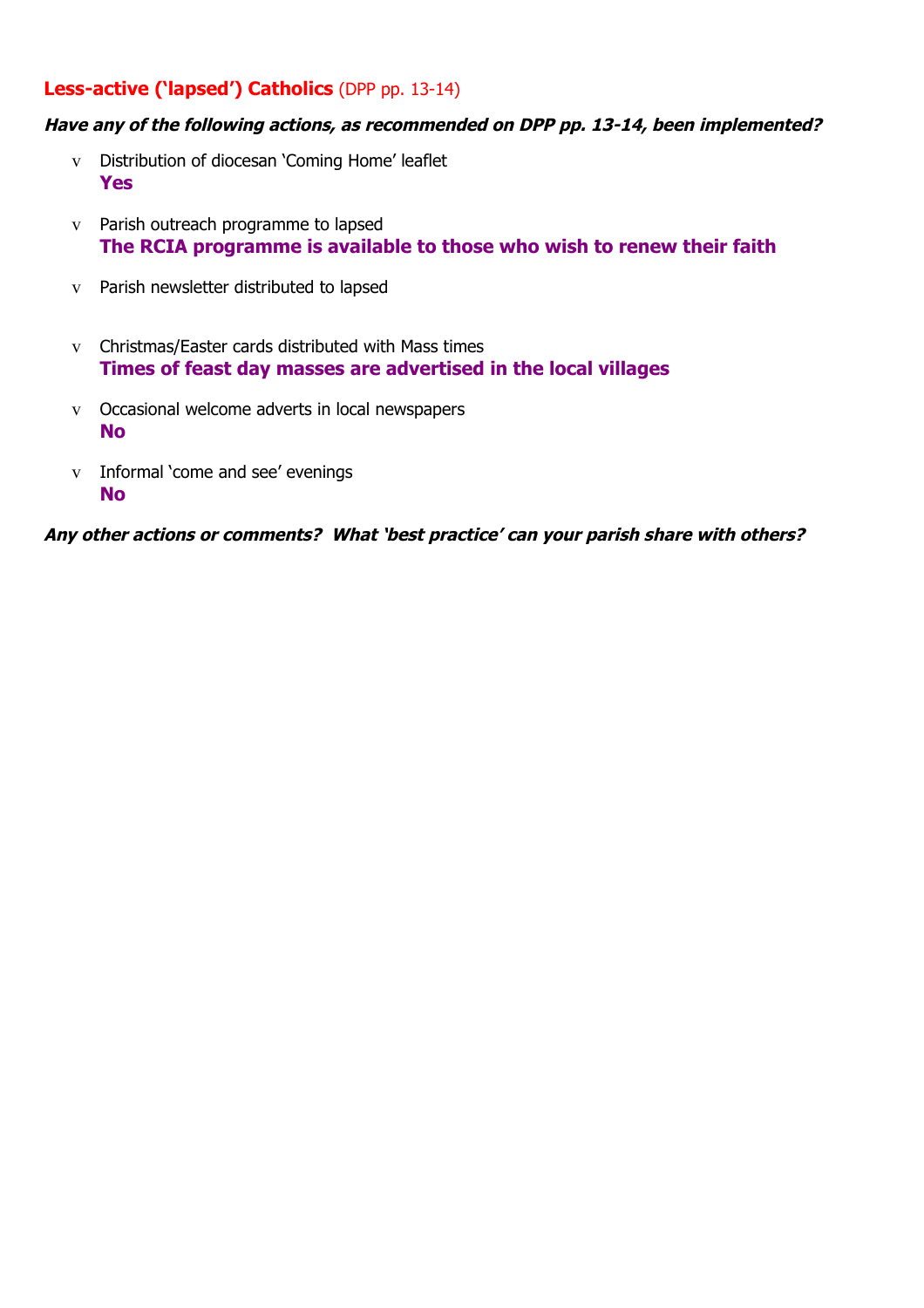## **Less-active ('lapsed') Catholics** (DPP pp. 13-14)

***Have any of the following actions, as recommended on DPP pp. 13-14, been implemented?***

- Distribution of diocesan 'Coming Home' leaflet
  **Yes**
- Parish outreach programme to lapsed
  **The RCIA programme is available to those who wish to renew their faith**
- Parish newsletter distributed to lapsed
- Christmas/Easter cards distributed with Mass times
  **Times of feast day masses are advertised in the local villages**
- Occasional welcome adverts in local newspapers
  **No**
- Informal 'come and see' evenings
  **No**

***Any other actions or comments? What 'best practice' can your parish share with others?***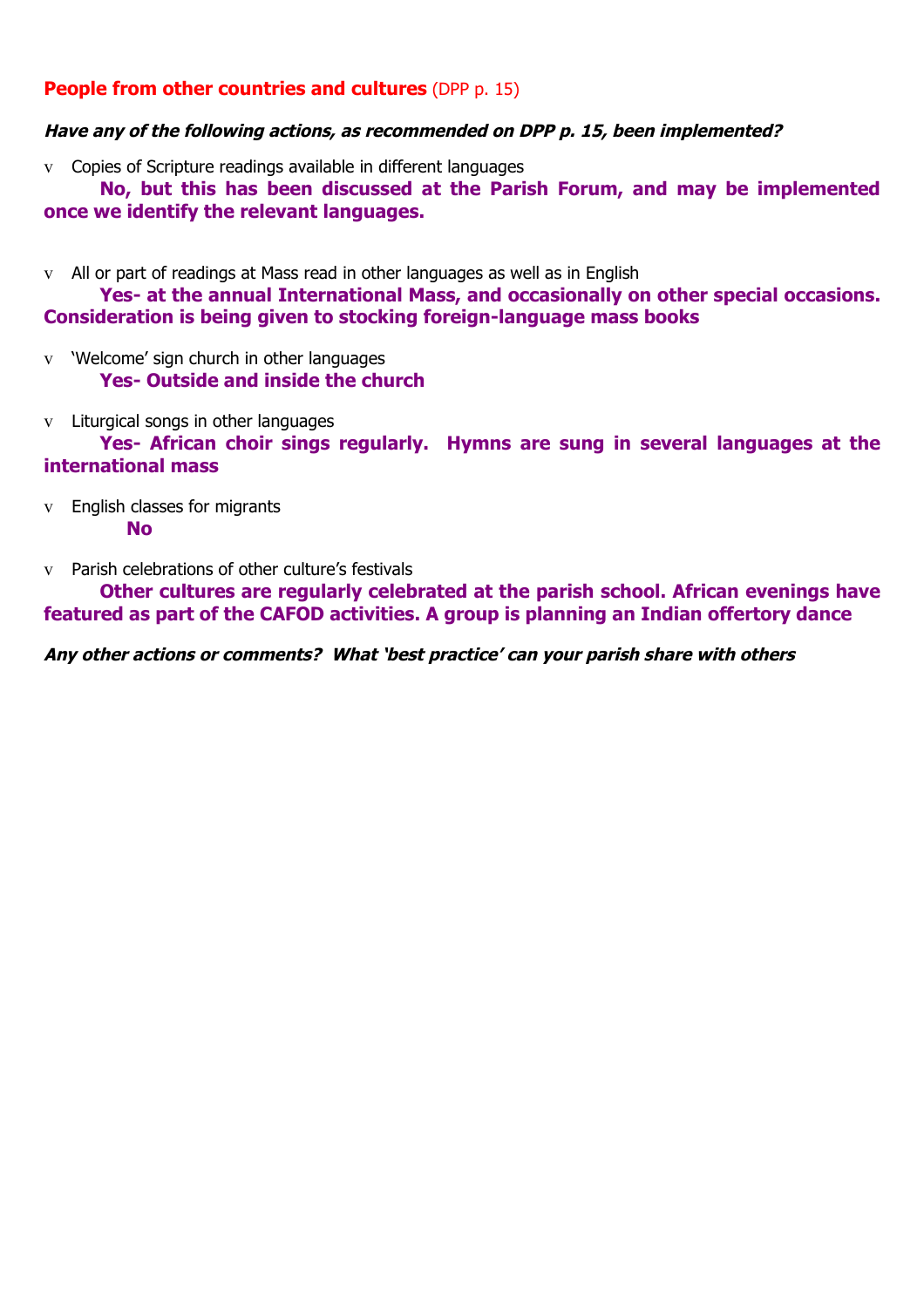**People from other countries and cultures** (DPP p. 15)

***Have any of the following actions, as recommended on DPP p. 15, been implemented?***

- Copies of Scripture readings available in different languages

  **No, but this has been discussed at the Parish Forum, and may be implemented once we identify the relevant languages.**

- All or part of readings at Mass read in other languages as well as in English

  **Yes- at the annual International Mass, and occasionally on other special occasions. Consideration is being given to stocking foreign-language mass books**

- 'Welcome' sign church in other languages

  **Yes- Outside and inside the church**

- Liturgical songs in other languages

  **Yes- African choir sings regularly. Hymns are sung in several languages at the international mass**

- English classes for migrants

  **No**

- Parish celebrations of other culture's festivals

  **Other cultures are regularly celebrated at the parish school. African evenings have featured as part of the CAFOD activities. A group is planning an Indian offertory dance**

***Any other actions or comments? What 'best practice' can your parish share with others***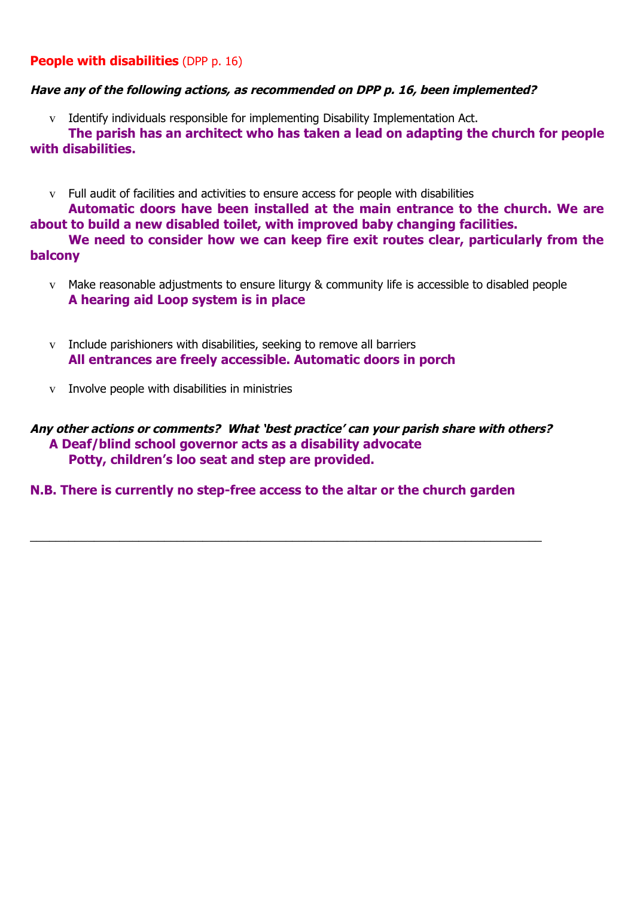**People with disabilities** (DPP p. 16)

***Have any of the following actions, as recommended on DPP p. 16, been implemented?***

- Identify individuals responsible for implementing Disability Implementation Act.

**The parish has an architect who has taken a lead on adapting the church for people with disabilities.**

- Full audit of facilities and activities to ensure access for people with disabilities

**Automatic doors have been installed at the main entrance to the church. We are about to build a new disabled toilet, with improved baby changing facilities.**

**We need to consider how we can keep fire exit routes clear, particularly from the balcony**

- Make reasonable adjustments to ensure liturgy & community life is accessible to disabled people

**A hearing aid Loop system is in place**

- Include parishioners with disabilities, seeking to remove all barriers

**All entrances are freely accessible. Automatic doors in porch**

- Involve people with disabilities in ministries

***Any other actions or comments? What 'best practice' can your parish share with others?***

**A Deaf/blind school governor acts as a disability advocate**

**Potty, children's loo seat and step are provided.**

**N.B. There is currently no step-free access to the altar or the church garden**

---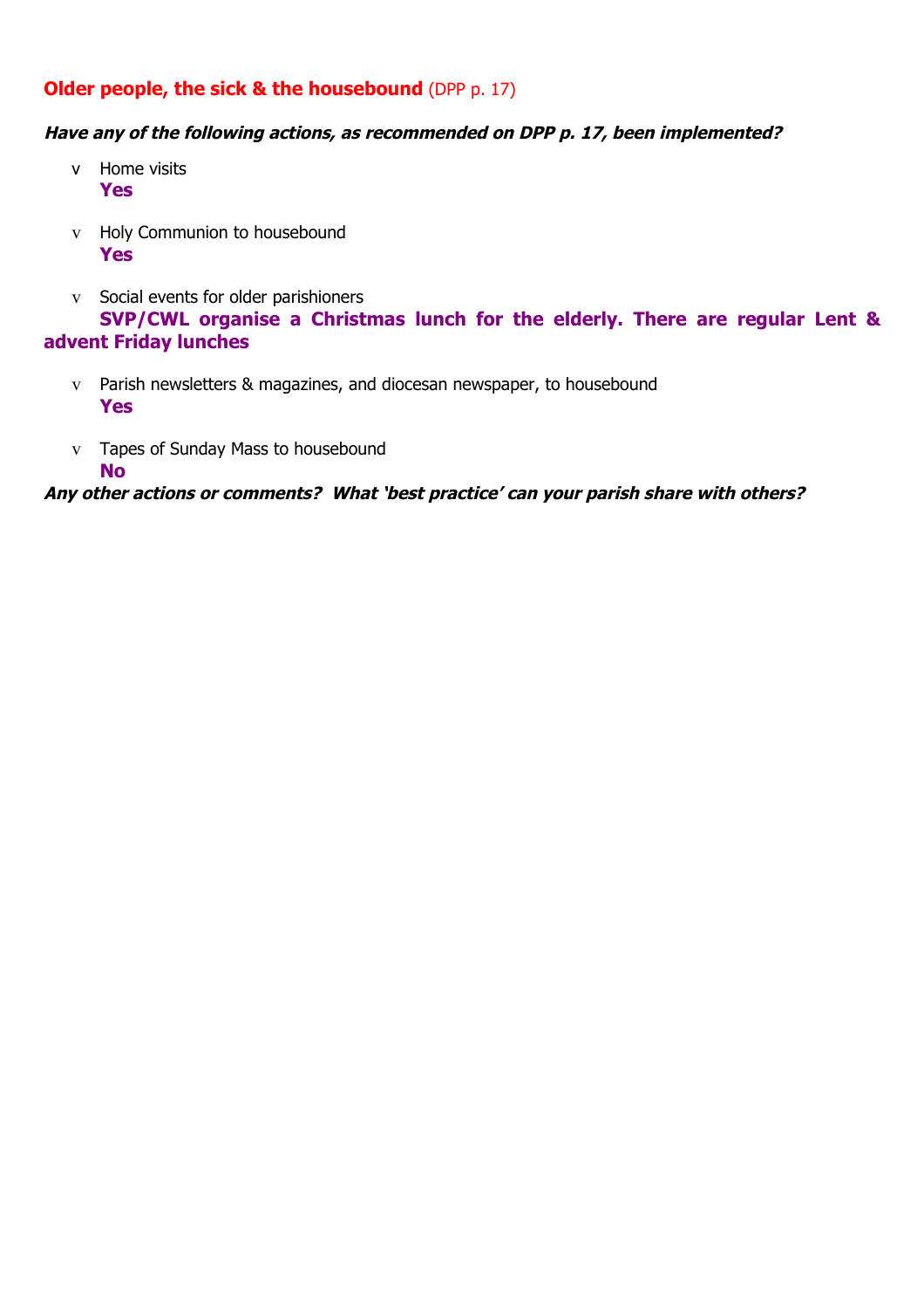## Older people, the sick & the housebound (DPP p. 17)

***Have any of the following actions, as recommended on DPP p. 17, been implemented?***

- Home visits
  **Yes**

- Holy Communion to housebound
  **Yes**

- Social events for older parishioners
  **SVP/CWL organise a Christmas lunch for the elderly. There are regular Lent & advent Friday lunches**

- Parish newsletters & magazines, and diocesan newspaper, to housebound
  **Yes**

- Tapes of Sunday Mass to housebound
  **No**

***Any other actions or comments? What 'best practice' can your parish share with others?***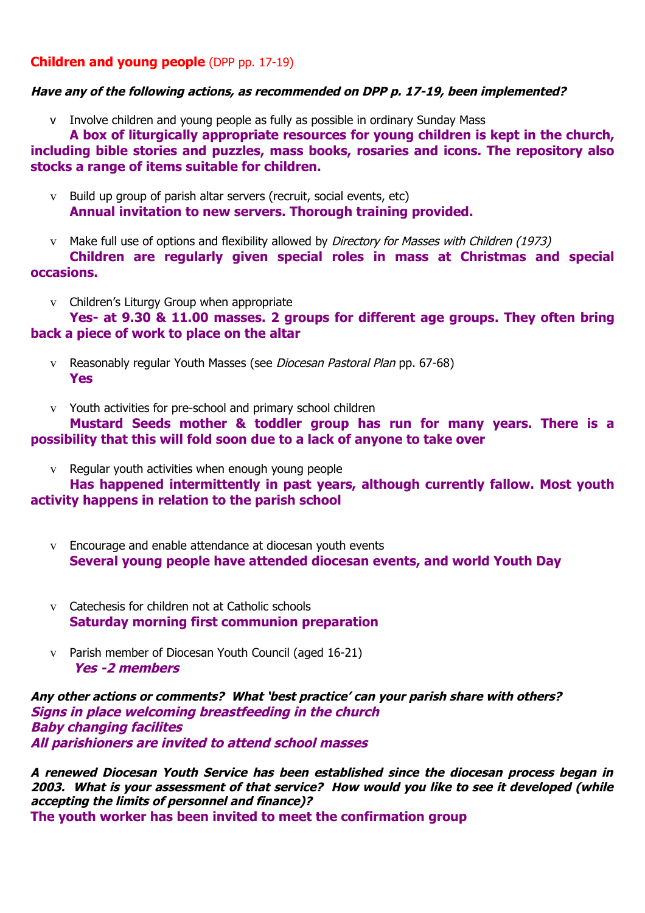## Children and young people (DPP pp. 17-19)

***Have any of the following actions, as recommended on DPP p. 17-19, been implemented?***

- Involve children and young people as fully as possible in ordinary Sunday Mass

**A box of liturgically appropriate resources for young children is kept in the church, including bible stories and puzzles, mass books, rosaries and icons. The repository also stocks a range of items suitable for children.**

- Build up group of parish altar servers (recruit, social events, etc)

**Annual invitation to new servers. Thorough training provided.**

- Make full use of options and flexibility allowed by *Directory for Masses with Children (1973)*

**Children are regularly given special roles in mass at Christmas and special occasions.**

- Children's Liturgy Group when appropriate

**Yes- at 9.30 & 11.00 masses. 2 groups for different age groups. They often bring back a piece of work to place on the altar**

- Reasonably regular Youth Masses (see *Diocesan Pastoral Plan* pp. 67-68)

**Yes**

- Youth activities for pre-school and primary school children

**Mustard Seeds mother & toddler group has run for many years. There is a possibility that this will fold soon due to a lack of anyone to take over**

- Regular youth activities when enough young people

**Has happened intermittently in past years, although currently fallow. Most youth activity happens in relation to the parish school**

- Encourage and enable attendance at diocesan youth events

**Several young people have attended diocesan events, and world Youth Day**

- Catechesis for children not at Catholic schools

**Saturday morning first communion preparation**

- Parish member of Diocesan Youth Council (aged 16-21)

***Yes -2 members***

***Any other actions or comments? What 'best practice' can your parish share with others?***

***Signs in place welcoming breastfeeding in the church***
***Baby changing facilites***
***All parishioners are invited to attend school masses***

***A renewed Diocesan Youth Service has been established since the diocesan process began in 2003. What is your assessment of that service? How would you like to see it developed (while accepting the limits of personnel and finance)?***

**The youth worker has been invited to meet the confirmation group**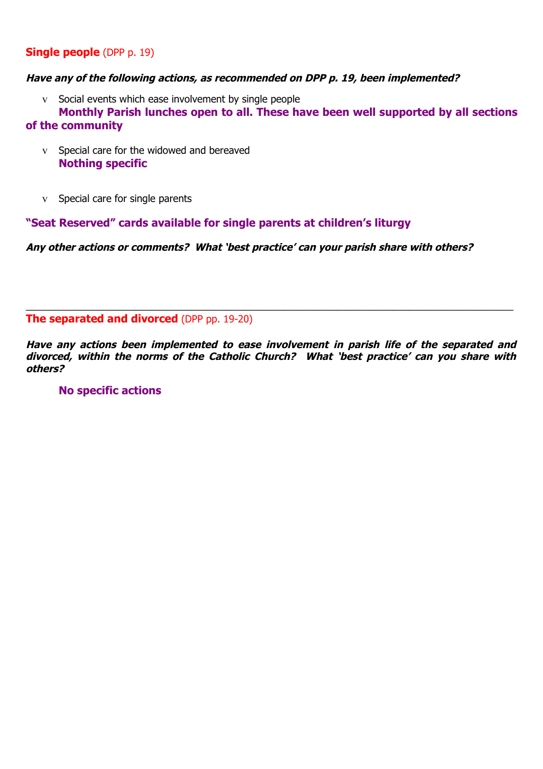## Single people (DPP p. 19)

***Have any of the following actions, as recommended on DPP p. 19, been implemented?***

- Social events which ease involvement by single people
  **Monthly Parish lunches open to all. These have been well supported by all sections of the community**
- Special care for the widowed and bereaved
  **Nothing specific**
- Special care for single parents

**"Seat Reserved" cards available for single parents at children's liturgy**

***Any other actions or comments? What 'best practice' can your parish share with others?***

---

## The separated and divorced (DPP pp. 19-20)

***Have any actions been implemented to ease involvement in parish life of the separated and divorced, within the norms of the Catholic Church? What 'best practice' can you share with others?***

**No specific actions**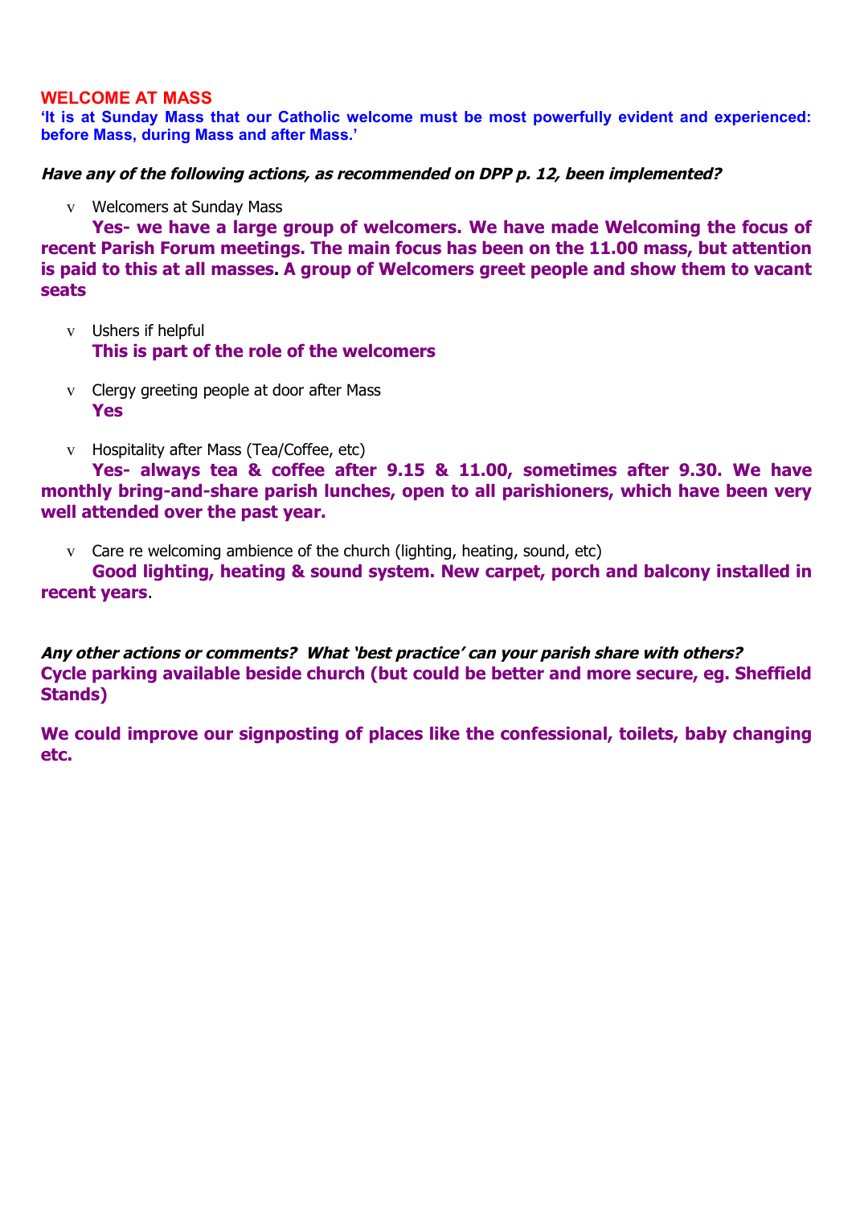## WELCOME AT MASS

**'It is at Sunday Mass that our Catholic welcome must be most powerfully evident and experienced: before Mass, during Mass and after Mass.'**

***Have any of the following actions, as recommended on DPP p. 12, been implemented?***

- Welcomers at Sunday Mass

**Yes- we have a large group of welcomers. We have made Welcoming the focus of recent Parish Forum meetings. The main focus has been on the 11.00 mass, but attention is paid to this at all masses. A group of Welcomers greet people and show them to vacant seats**

- Ushers if helpful

**This is part of the role of the welcomers**

- Clergy greeting people at door after Mass

**Yes**

- Hospitality after Mass (Tea/Coffee, etc)

**Yes- always tea & coffee after 9.15 & 11.00, sometimes after 9.30. We have monthly bring-and-share parish lunches, open to all parishioners, which have been very well attended over the past year.**

- Care re welcoming ambience of the church (lighting, heating, sound, etc)

**Good lighting, heating & sound system. New carpet, porch and balcony installed in recent years**.

***Any other actions or comments? What 'best practice' can your parish share with others?***

**Cycle parking available beside church (but could be better and more secure, eg. Sheffield Stands)**

**We could improve our signposting of places like the confessional, toilets, baby changing etc.**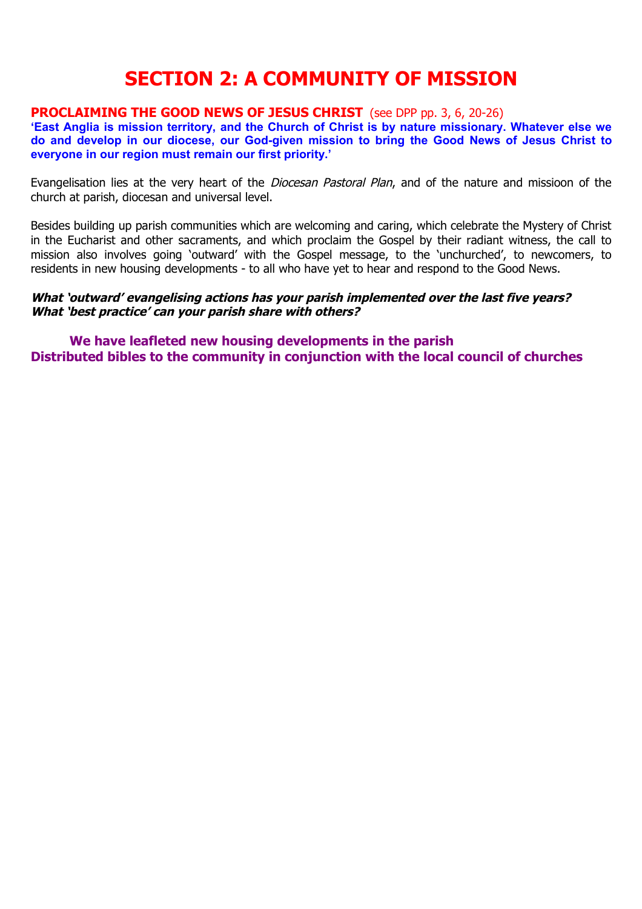# SECTION 2: A COMMUNITY OF MISSION

## PROCLAIMING THE GOOD NEWS OF JESUS CHRIST (see DPP pp. 3, 6, 20-26)

**'East Anglia is mission territory, and the Church of Christ is by nature missionary. Whatever else we do and develop in our diocese, our God-given mission to bring the Good News of Jesus Christ to everyone in our region must remain our first priority.'**

Evangelisation lies at the very heart of the *Diocesan Pastoral Plan*, and of the nature and missioon of the church at parish, diocesan and universal level.

Besides building up parish communities which are welcoming and caring, which celebrate the Mystery of Christ in the Eucharist and other sacraments, and which proclaim the Gospel by their radiant witness, the call to mission also involves going 'outward' with the Gospel message, to the 'unchurched', to newcomers, to residents in new housing developments - to all who have yet to hear and respond to the Good News.

***What 'outward' evangelising actions has your parish implemented over the last five years?***
***What 'best practice' can your parish share with others?***

**We have leafleted new housing developments in the parish**
**Distributed bibles to the community in conjunction with the local council of churches**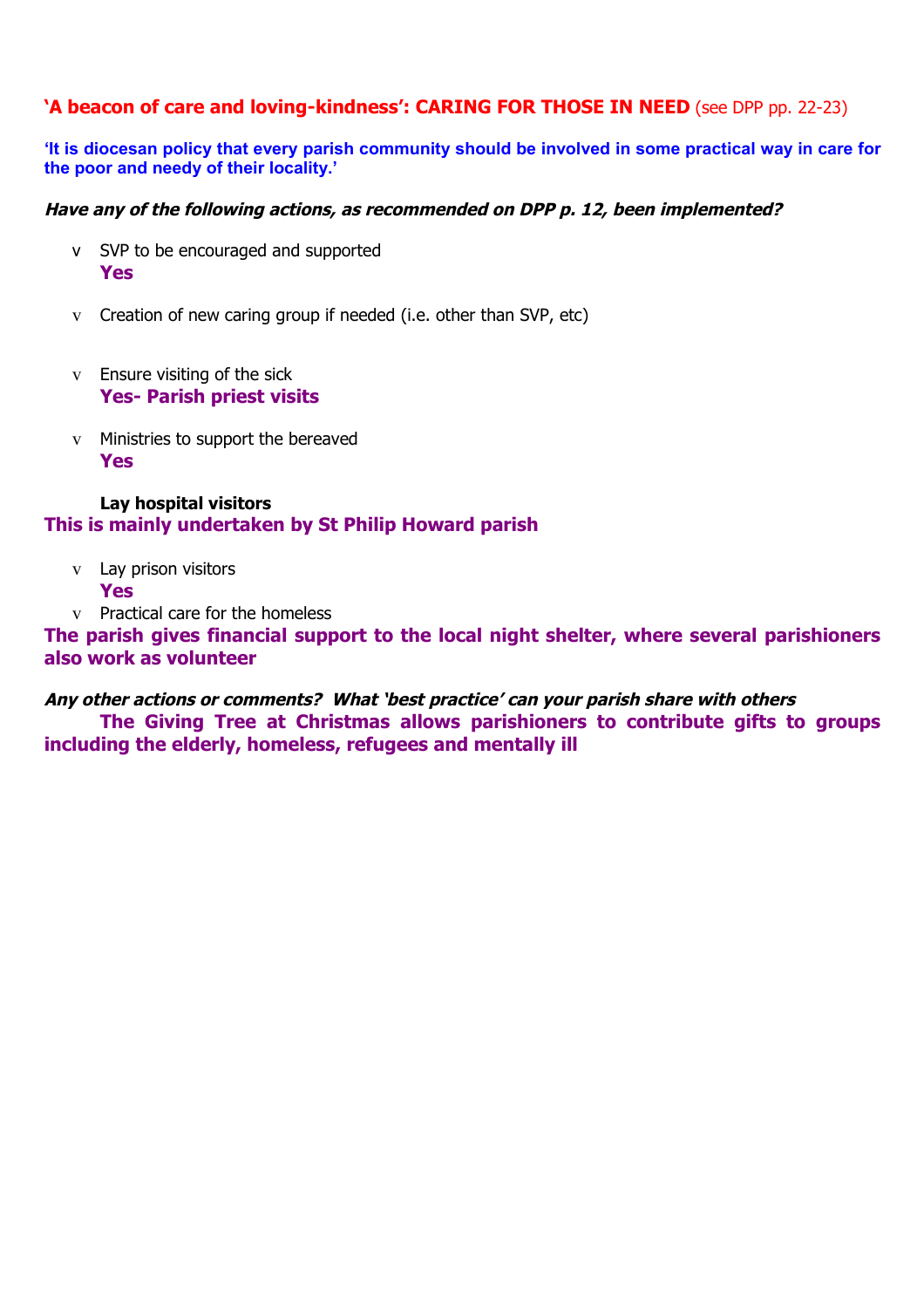## 'A beacon of care and loving-kindness': CARING FOR THOSE IN NEED (see DPP pp. 22-23)

**'It is diocesan policy that every parish community should be involved in some practical way in care for the poor and needy of their locality.'**

***Have any of the following actions, as recommended on DPP p. 12, been implemented?***

- SVP to be encouraged and supported
  **Yes**
- Creation of new caring group if needed (i.e. other than SVP, etc)
- Ensure visiting of the sick
  **Yes- Parish priest visits**
- Ministries to support the bereaved
  **Yes**

**Lay hospital visitors**

**This is mainly undertaken by St Philip Howard parish**

- Lay prison visitors
  **Yes**
- Practical care for the homeless

**The parish gives financial support to the local night shelter, where several parishioners also work as volunteer**

***Any other actions or comments? What 'best practice' can your parish share with others***

**The Giving Tree at Christmas allows parishioners to contribute gifts to groups including the elderly, homeless, refugees and mentally ill**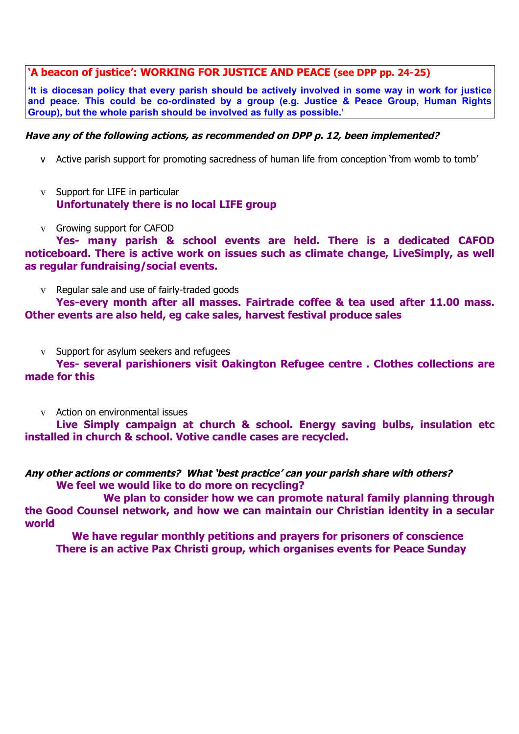**'A beacon of justice': WORKING FOR JUSTICE AND PEACE (see DPP pp. 24-25)**

**'It is diocesan policy that every parish should be actively involved in some way in work for justice and peace. This could be co-ordinated by a group (e.g. Justice & Peace Group, Human Rights Group), but the whole parish should be involved as fully as possible.'**

***Have any of the following actions, as recommended on DPP p. 12, been implemented?***

- Active parish support for promoting sacredness of human life from conception 'from womb to tomb'
- Support for LIFE in particular
  **Unfortunately there is no local LIFE group**
- Growing support for CAFOD
  **Yes- many parish & school events are held. There is a dedicated CAFOD noticeboard. There is active work on issues such as climate change, LiveSimply, as well as regular fundraising/social events.**
- Regular sale and use of fairly-traded goods
  **Yes-every month after all masses. Fairtrade coffee & tea used after 11.00 mass. Other events are also held, eg cake sales, harvest festival produce sales**
- Support for asylum seekers and refugees
  **Yes- several parishioners visit Oakington Refugee centre . Clothes collections are made for this**
- Action on environmental issues
  **Live Simply campaign at church & school. Energy saving bulbs, insulation etc installed in church & school. Votive candle cases are recycled.**

***Any other actions or comments? What 'best practice' can your parish share with others?***

**We feel we would like to do more on recycling?**

**We plan to consider how we can promote natural family planning through the Good Counsel network, and how we can maintain our Christian identity in a secular world**

**We have regular monthly petitions and prayers for prisoners of conscience**

**There is an active Pax Christi group, which organises events for Peace Sunday**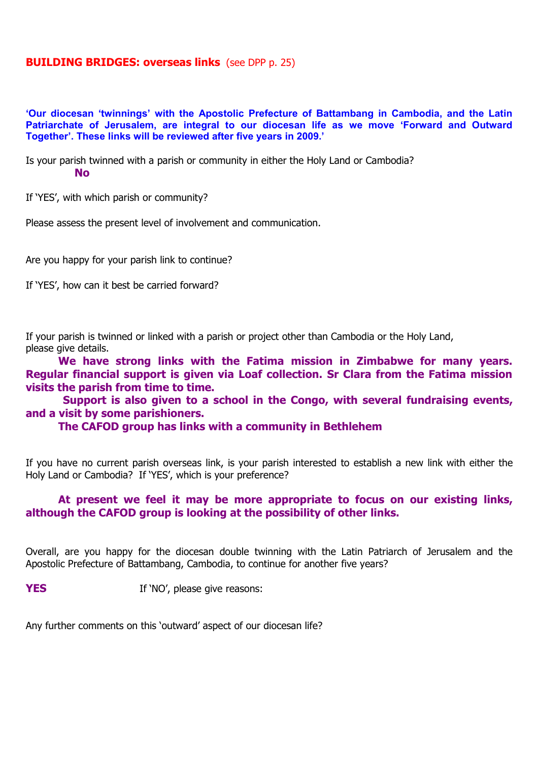## **BUILDING BRIDGES: overseas links** (see DPP p. 25)

**'Our diocesan 'twinnings' with the Apostolic Prefecture of Battambang in Cambodia, and the Latin Patriarchate of Jerusalem, are integral to our diocesan life as we move 'Forward and Outward Together'. These links will be reviewed after five years in 2009.'**

Is your parish twinned with a parish or community in either the Holy Land or Cambodia?

**No**

If 'YES', with which parish or community?

Please assess the present level of involvement and communication.

Are you happy for your parish link to continue?

If 'YES', how can it best be carried forward?

If your parish is twinned or linked with a parish or project other than Cambodia or the Holy Land, please give details.

**We have strong links with the Fatima mission in Zimbabwe for many years. Regular financial support is given via Loaf collection. Sr Clara from the Fatima mission visits the parish from time to time.**

**Support is also given to a school in the Congo, with several fundraising events, and a visit by some parishioners.**

**The CAFOD group has links with a community in Bethlehem**

If you have no current parish overseas link, is your parish interested to establish a new link with either the Holy Land or Cambodia? If 'YES', which is your preference?

**At present we feel it may be more appropriate to focus on our existing links, although the CAFOD group is looking at the possibility of other links.**

Overall, are you happy for the diocesan double twinning with the Latin Patriarch of Jerusalem and the Apostolic Prefecture of Battambang, Cambodia, to continue for another five years?

**YES** If 'NO', please give reasons:

Any further comments on this 'outward' aspect of our diocesan life?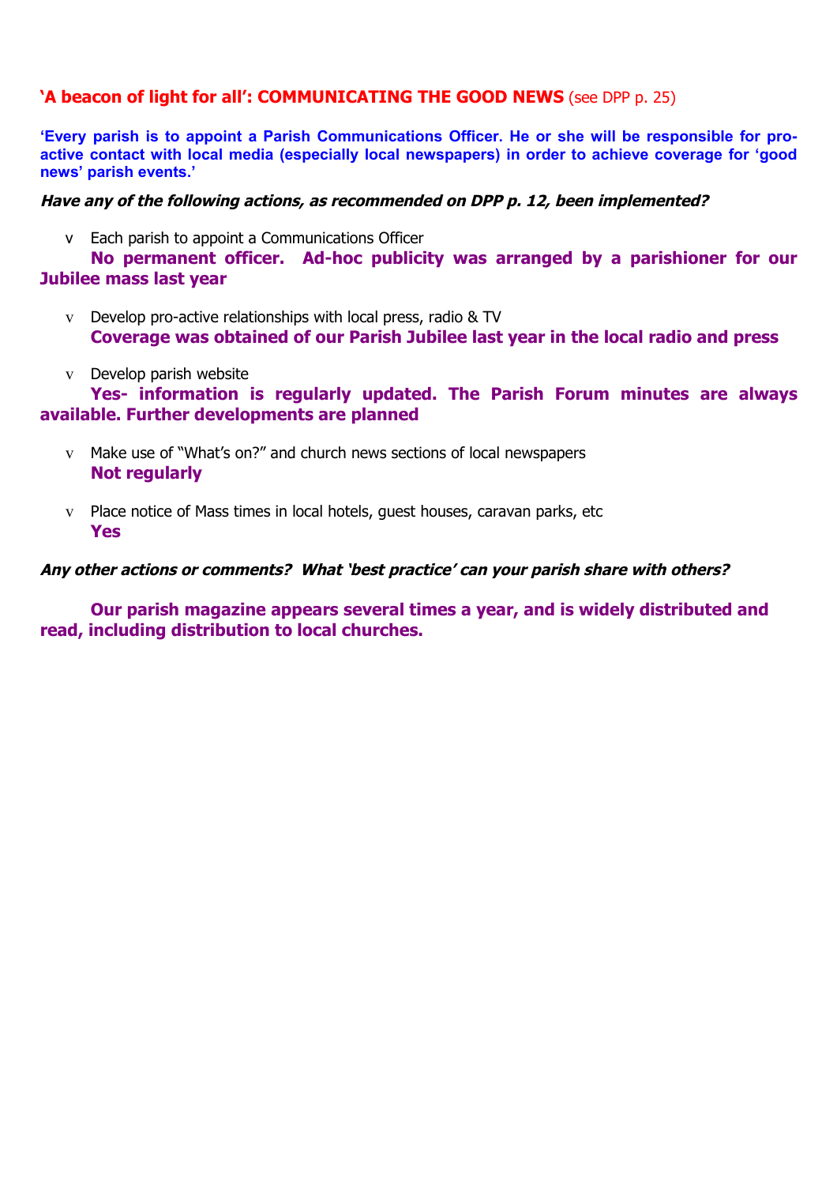## 'A beacon of light for all': COMMUNICATING THE GOOD NEWS (see DPP p. 25)

**'Every parish is to appoint a Parish Communications Officer. He or she will be responsible for pro-active contact with local media (especially local newspapers) in order to achieve coverage for 'good news' parish events.'**

***Have any of the following actions, as recommended on DPP p. 12, been implemented?***

- Each parish to appoint a Communications Officer

  **No permanent officer. Ad-hoc publicity was arranged by a parishioner for our Jubilee mass last year**

- Develop pro-active relationships with local press, radio & TV

  **Coverage was obtained of our Parish Jubilee last year in the local radio and press**

- Develop parish website

  **Yes- information is regularly updated. The Parish Forum minutes are always available. Further developments are planned**

- Make use of "What's on?" and church news sections of local newspapers

  **Not regularly**

- Place notice of Mass times in local hotels, guest houses, caravan parks, etc

  **Yes**

***Any other actions or comments? What 'best practice' can your parish share with others?***

**Our parish magazine appears several times a year, and is widely distributed and read, including distribution to local churches.**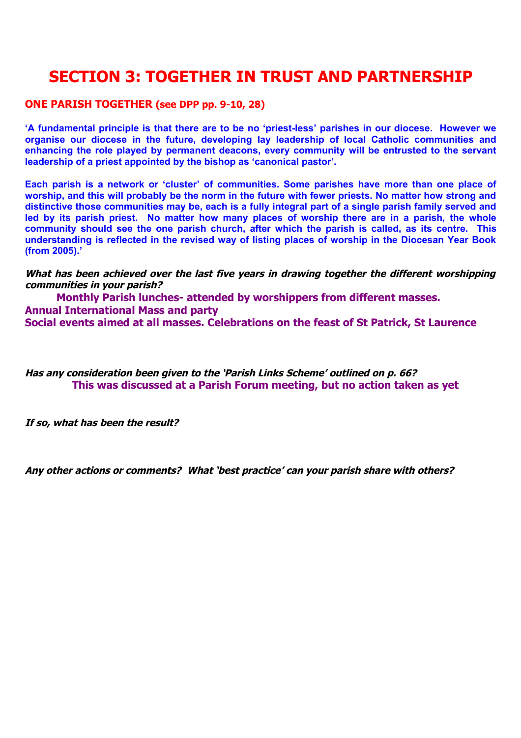# SECTION 3: TOGETHER IN TRUST AND PARTNERSHIP

## ONE PARISH TOGETHER (see DPP pp. 9-10, 28)

**'A fundamental principle is that there are to be no 'priest-less' parishes in our diocese. However we organise our diocese in the future, developing lay leadership of local Catholic communities and enhancing the role played by permanent deacons, every community will be entrusted to the servant leadership of a priest appointed by the bishop as 'canonical pastor'.**

**Each parish is a network or 'cluster' of communities. Some parishes have more than one place of worship, and this will probably be the norm in the future with fewer priests. No matter how strong and distinctive those communities may be, each is a fully integral part of a single parish family served and led by its parish priest. No matter how many places of worship there are in a parish, the whole community should see the one parish church, after which the parish is called, as its centre. This understanding is reflected in the revised way of listing places of worship in the Diocesan Year Book (from 2005).'**

***What has been achieved over the last five years in drawing together the different worshipping communities in your parish?***

**Monthly Parish lunches- attended by worshippers from different masses.**
**Annual International Mass and party**
**Social events aimed at all masses. Celebrations on the feast of St Patrick, St Laurence**

***Has any consideration been given to the 'Parish Links Scheme' outlined on p. 66?***

**This was discussed at a Parish Forum meeting, but no action taken as yet**

***If so, what has been the result?***

***Any other actions or comments? What 'best practice' can your parish share with others?***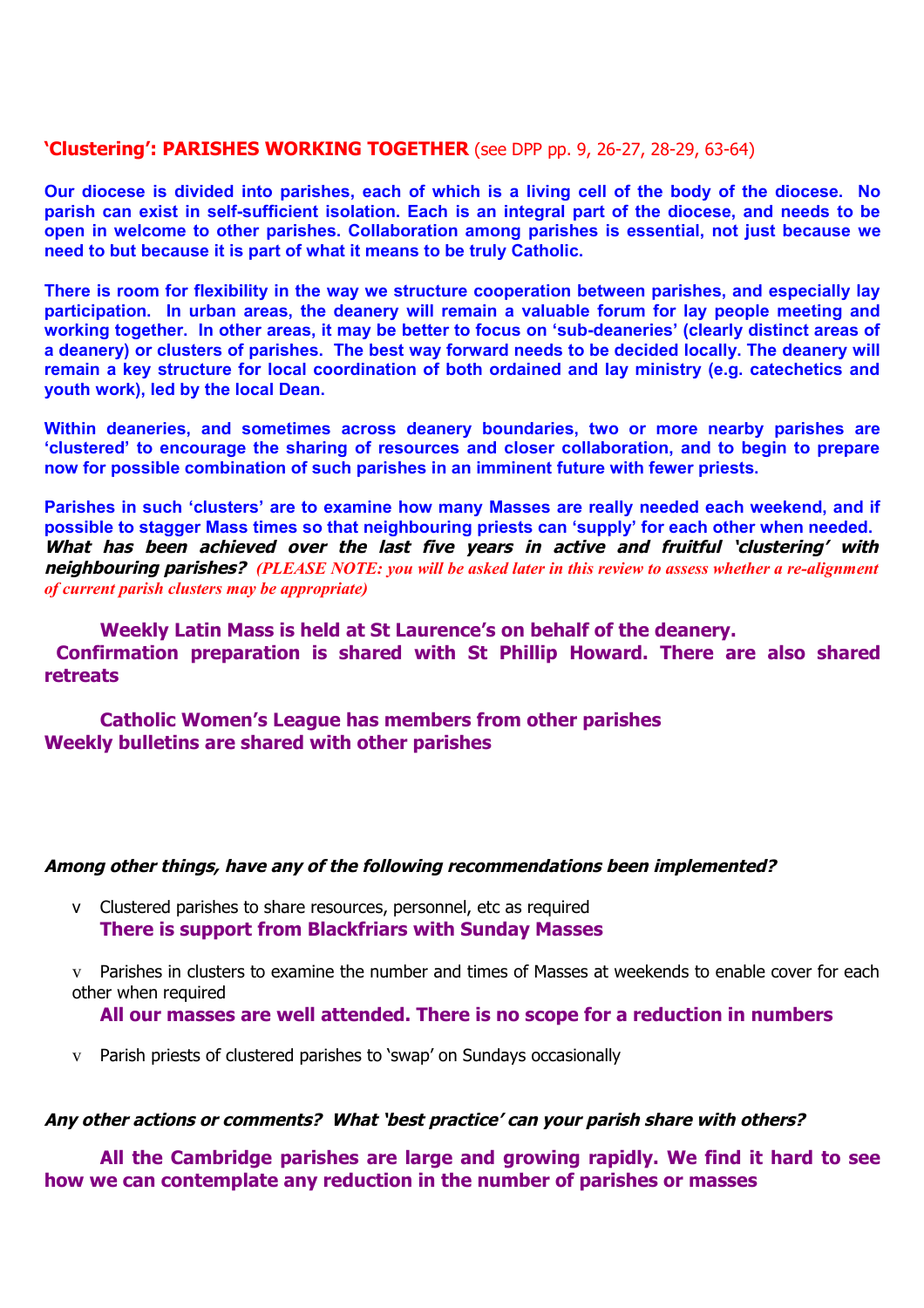## 'Clustering': PARISHES WORKING TOGETHER (see DPP pp. 9, 26-27, 28-29, 63-64)

**Our diocese is divided into parishes, each of which is a living cell of the body of the diocese. No parish can exist in self-sufficient isolation. Each is an integral part of the diocese, and needs to be open in welcome to other parishes. Collaboration among parishes is essential, not just because we need to but because it is part of what it means to be truly Catholic.**

**There is room for flexibility in the way we structure cooperation between parishes, and especially lay participation. In urban areas, the deanery will remain a valuable forum for lay people meeting and working together. In other areas, it may be better to focus on 'sub-deaneries' (clearly distinct areas of a deanery) or clusters of parishes. The best way forward needs to be decided locally. The deanery will remain a key structure for local coordination of both ordained and lay ministry (e.g. catechetics and youth work), led by the local Dean.**

**Within deaneries, and sometimes across deanery boundaries, two or more nearby parishes are 'clustered' to encourage the sharing of resources and closer collaboration, and to begin to prepare now for possible combination of such parishes in an imminent future with fewer priests.**

**Parishes in such 'clusters' are to examine how many Masses are really needed each weekend, and if possible to stagger Mass times so that neighbouring priests can 'supply' for each other when needed.**
***What has been achieved over the last five years in active and fruitful 'clustering' with neighbouring parishes?*** *(PLEASE NOTE: you will be asked later in this review to assess whether a re-alignment of current parish clusters may be appropriate)*

**Weekly Latin Mass is held at St Laurence's on behalf of the deanery.**
**Confirmation preparation is shared with St Phillip Howard. There are also shared retreats**

**Catholic Women's League has members from other parishes**
**Weekly bulletins are shared with other parishes**

***Among other things, have any of the following recommendations been implemented?***

- Clustered parishes to share resources, personnel, etc as required
  **There is support from Blackfriars with Sunday Masses**
- Parishes in clusters to examine the number and times of Masses at weekends to enable cover for each other when required
  **All our masses are well attended. There is no scope for a reduction in numbers**
- Parish priests of clustered parishes to 'swap' on Sundays occasionally

***Any other actions or comments? What 'best practice' can your parish share with others?***

**All the Cambridge parishes are large and growing rapidly. We find it hard to see how we can contemplate any reduction in the number of parishes or masses**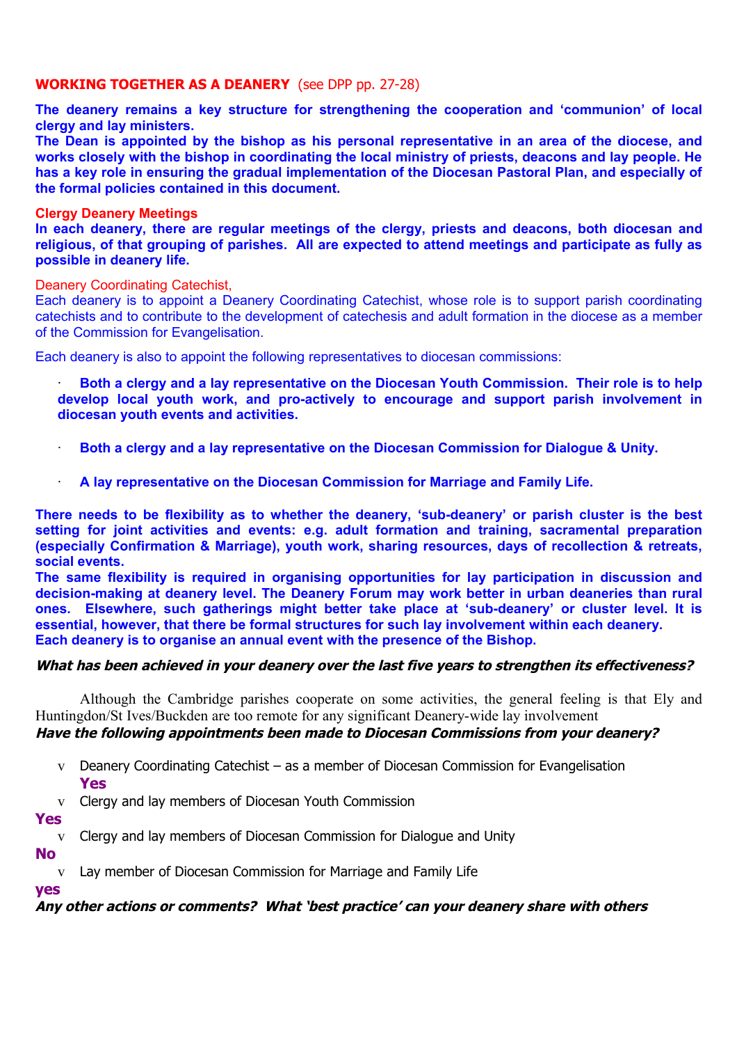## WORKING TOGETHER AS A DEANERY (see DPP pp. 27-28)

**The deanery remains a key structure for strengthening the cooperation and 'communion' of local clergy and lay ministers.**

**The Dean is appointed by the bishop as his personal representative in an area of the diocese, and works closely with the bishop in coordinating the local ministry of priests, deacons and lay people. He has a key role in ensuring the gradual implementation of the Diocesan Pastoral Plan, and especially of the formal policies contained in this document.**

### Clergy Deanery Meetings

**In each deanery, there are regular meetings of the clergy, priests and deacons, both diocesan and religious, of that grouping of parishes. All are expected to attend meetings and participate as fully as possible in deanery life.**

### Deanery Coordinating Catechist,

Each deanery is to appoint a Deanery Coordinating Catechist, whose role is to support parish coordinating catechists and to contribute to the development of catechesis and adult formation in the diocese as a member of the Commission for Evangelisation.

Each deanery is also to appoint the following representatives to diocesan commissions:

- **Both a clergy and a lay representative on the Diocesan Youth Commission. Their role is to help develop local youth work, and pro-actively to encourage and support parish involvement in diocesan youth events and activities.**
- **Both a clergy and a lay representative on the Diocesan Commission for Dialogue & Unity.**
- **A lay representative on the Diocesan Commission for Marriage and Family Life.**

**There needs to be flexibility as to whether the deanery, 'sub-deanery' or parish cluster is the best setting for joint activities and events: e.g. adult formation and training, sacramental preparation (especially Confirmation & Marriage), youth work, sharing resources, days of recollection & retreats, social events.**

**The same flexibility is required in organising opportunities for lay participation in discussion and decision-making at deanery level. The Deanery Forum may work better in urban deaneries than rural ones. Elsewhere, such gatherings might better take place at 'sub-deanery' or cluster level. It is essential, however, that there be formal structures for such lay involvement within each deanery.**

**Each deanery is to organise an annual event with the presence of the Bishop.**

***What has been achieved in your deanery over the last five years to strengthen its effectiveness?***

Although the Cambridge parishes cooperate on some activities, the general feeling is that Ely and Huntingdon/St Ives/Buckden are too remote for any significant Deanery-wide lay involvement

***Have the following appointments been made to Diocesan Commissions from your deanery?***

- Deanery Coordinating Catechist – as a member of Diocesan Commission for Evangelisation
  **Yes**
- Clergy and lay members of Diocesan Youth Commission

**Yes**

- Clergy and lay members of Diocesan Commission for Dialogue and Unity

**No**

- Lay member of Diocesan Commission for Marriage and Family Life

**yes**

***Any other actions or comments? What 'best practice' can your deanery share with others***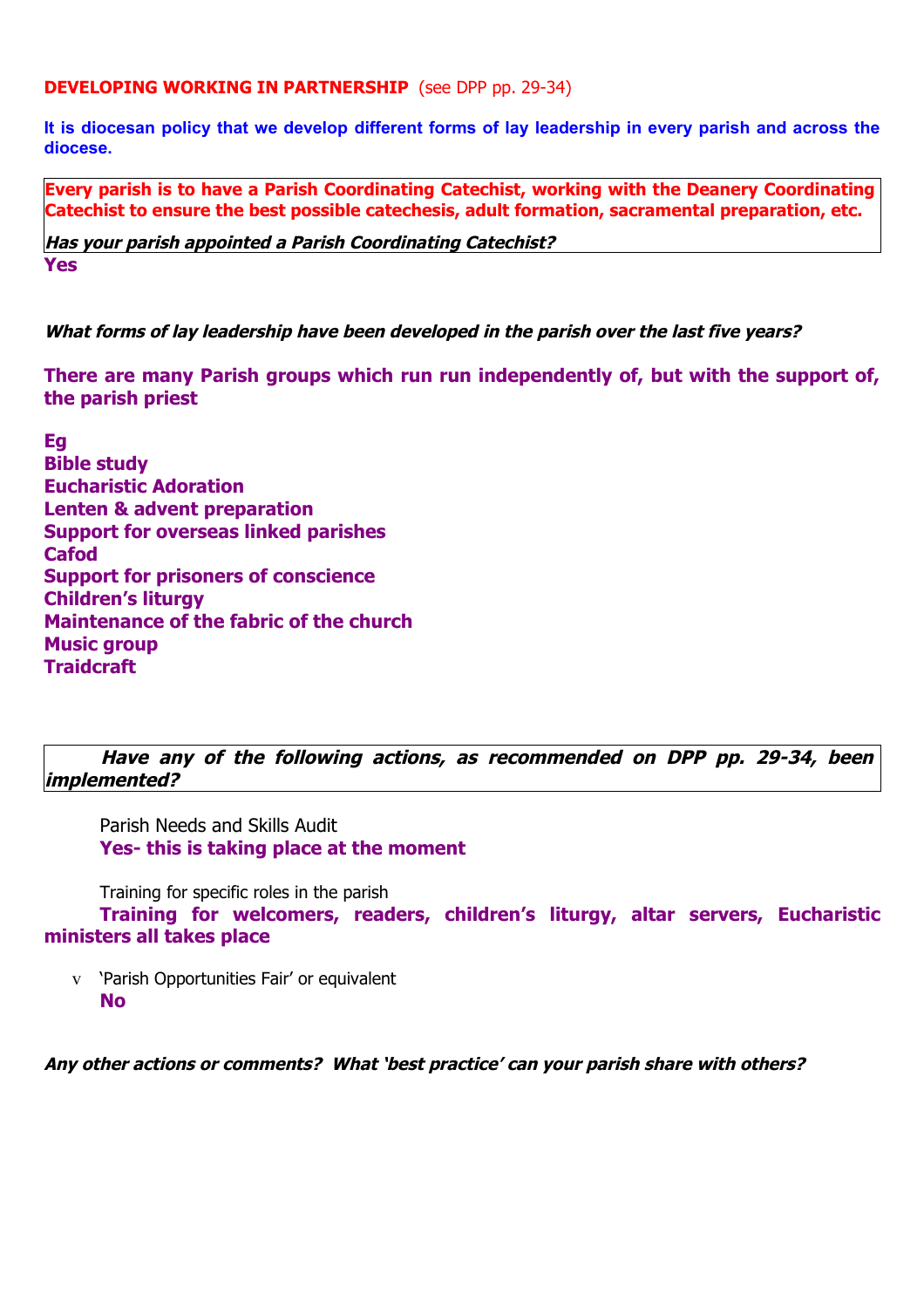**DEVELOPING WORKING IN PARTNERSHIP** (see DPP pp. 29-34)

**It is diocesan policy that we develop different forms of lay leadership in every parish and across the diocese.**

**Every parish is to have a Parish Coordinating Catechist, working with the Deanery Coordinating Catechist to ensure the best possible catechesis, adult formation, sacramental preparation, etc.**

***Has your parish appointed a Parish Coordinating Catechist?***

**Yes**

***What forms of lay leadership have been developed in the parish over the last five years?***

**There are many Parish groups which run run independently of, but with the support of, the parish priest**

**Eg**
**Bible study**
**Eucharistic Adoration**
**Lenten & advent preparation**
**Support for overseas linked parishes**
**Cafod**
**Support for prisoners of conscience**
**Children's liturgy**
**Maintenance of the fabric of the church**
**Music group**
**Traidcraft**

***Have any of the following actions, as recommended on DPP pp. 29-34, been implemented?***

Parish Needs and Skills Audit
**Yes- this is taking place at the moment**

Training for specific roles in the parish
**Training for welcomers, readers, children's liturgy, altar servers, Eucharistic ministers all takes place**

- 'Parish Opportunities Fair' or equivalent
  **No**

***Any other actions or comments? What 'best practice' can your parish share with others?***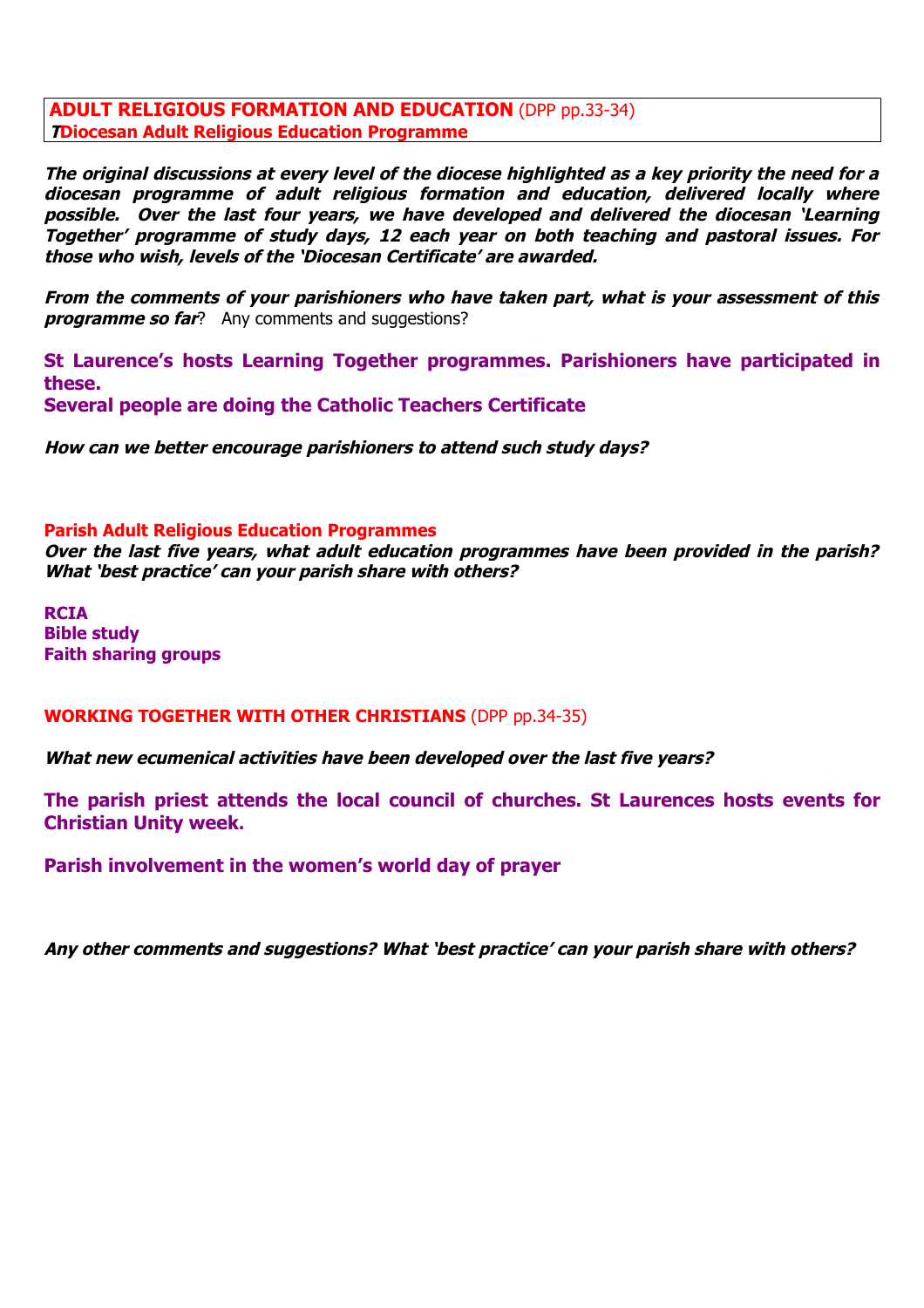**ADULT RELIGIOUS FORMATION AND EDUCATION** (DPP pp.33-34)
***T*Diocesan Adult Religious Education Programme**

***The original discussions at every level of the diocese highlighted as a key priority the need for a diocesan programme of adult religious formation and education, delivered locally where possible. Over the last four years, we have developed and delivered the diocesan 'Learning Together' programme of study days, 12 each year on both teaching and pastoral issues. For those who wish, levels of the 'Diocesan Certificate' are awarded.***

***From the comments of your parishioners who have taken part, what is your assessment of this programme so far?*** Any comments and suggestions?

**St Laurence's hosts Learning Together programmes. Parishioners have participated in these.**
**Several people are doing the Catholic Teachers Certificate**

***How can we better encourage parishioners to attend such study days?***

**Parish Adult Religious Education Programmes**
***Over the last five years, what adult education programmes have been provided in the parish? What 'best practice' can your parish share with others?***

**RCIA**
**Bible study**
**Faith sharing groups**

**WORKING TOGETHER WITH OTHER CHRISTIANS** (DPP pp.34-35)

***What new ecumenical activities have been developed over the last five years?***

**The parish priest attends the local council of churches. St Laurences hosts events for Christian Unity week.**

**Parish involvement in the women's world day of prayer**

***Any other comments and suggestions? What 'best practice' can your parish share with others?***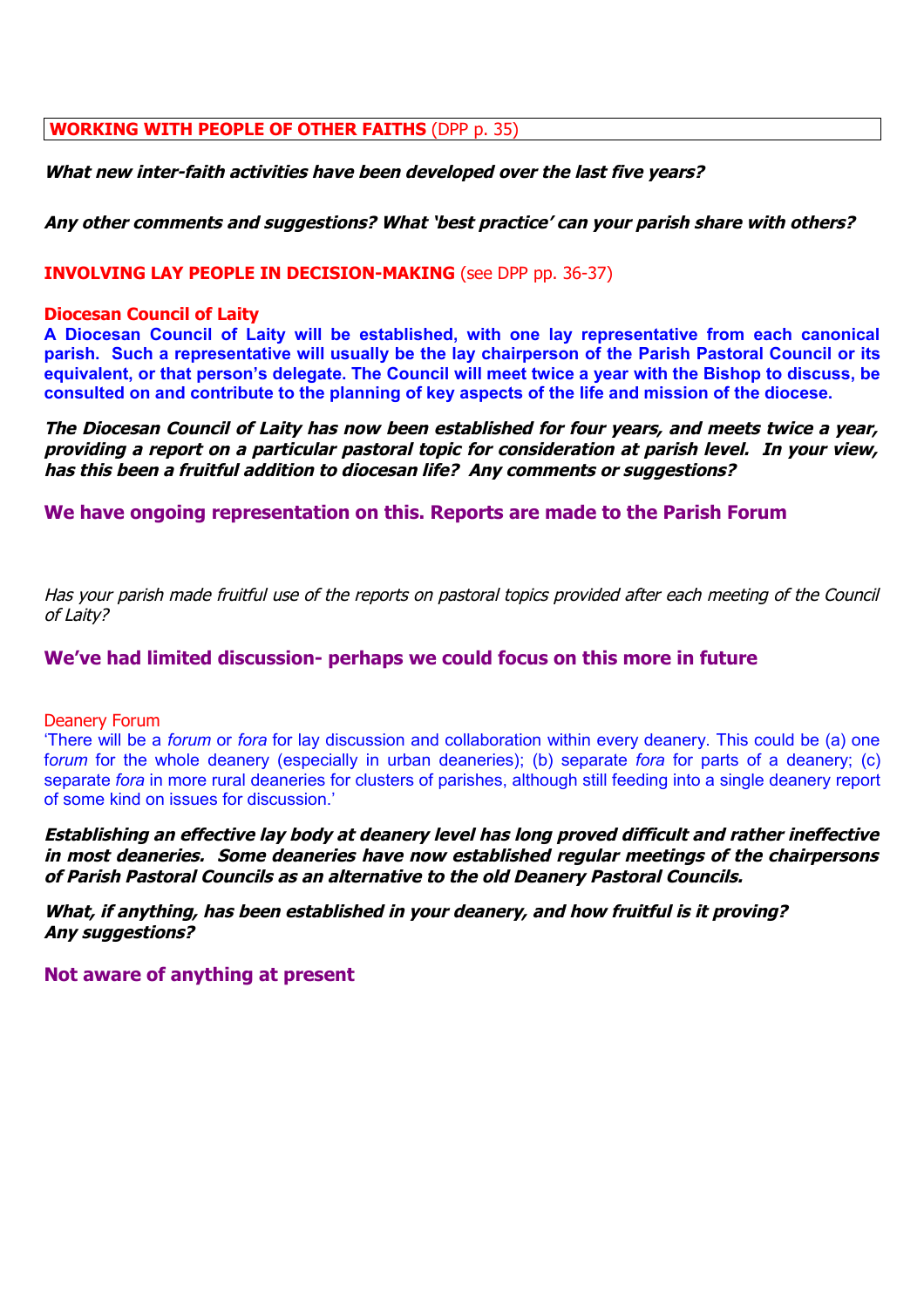**WORKING WITH PEOPLE OF OTHER FAITHS** (DPP p. 35)

***What new inter-faith activities have been developed over the last five years?***

***Any other comments and suggestions? What 'best practice' can your parish share with others?***

**INVOLVING LAY PEOPLE IN DECISION-MAKING** (see DPP pp. 36-37)

**Diocesan Council of Laity**

**A Diocesan Council of Laity will be established, with one lay representative from each canonical parish. Such a representative will usually be the lay chairperson of the Parish Pastoral Council or its equivalent, or that person's delegate. The Council will meet twice a year with the Bishop to discuss, be consulted on and contribute to the planning of key aspects of the life and mission of the diocese.**

***The Diocesan Council of Laity has now been established for four years, and meets twice a year, providing a report on a particular pastoral topic for consideration at parish level. In your view, has this been a fruitful addition to diocesan life? Any comments or suggestions?***

**We have ongoing representation on this. Reports are made to the Parish Forum**

*Has your parish made fruitful use of the reports on pastoral topics provided after each meeting of the Council of Laity?*

**We've had limited discussion- perhaps we could focus on this more in future**

Deanery Forum

'There will be a *forum* or *fora* for lay discussion and collaboration within every deanery. This could be (a) one f*orum* for the whole deanery (especially in urban deaneries); (b) separate *fora* for parts of a deanery; (c) separate *fora* in more rural deaneries for clusters of parishes, although still feeding into a single deanery report of some kind on issues for discussion.'

***Establishing an effective lay body at deanery level has long proved difficult and rather ineffective in most deaneries. Some deaneries have now established regular meetings of the chairpersons of Parish Pastoral Councils as an alternative to the old Deanery Pastoral Councils.***

***What, if anything, has been established in your deanery, and how fruitful is it proving? Any suggestions?***

**Not aware of anything at present**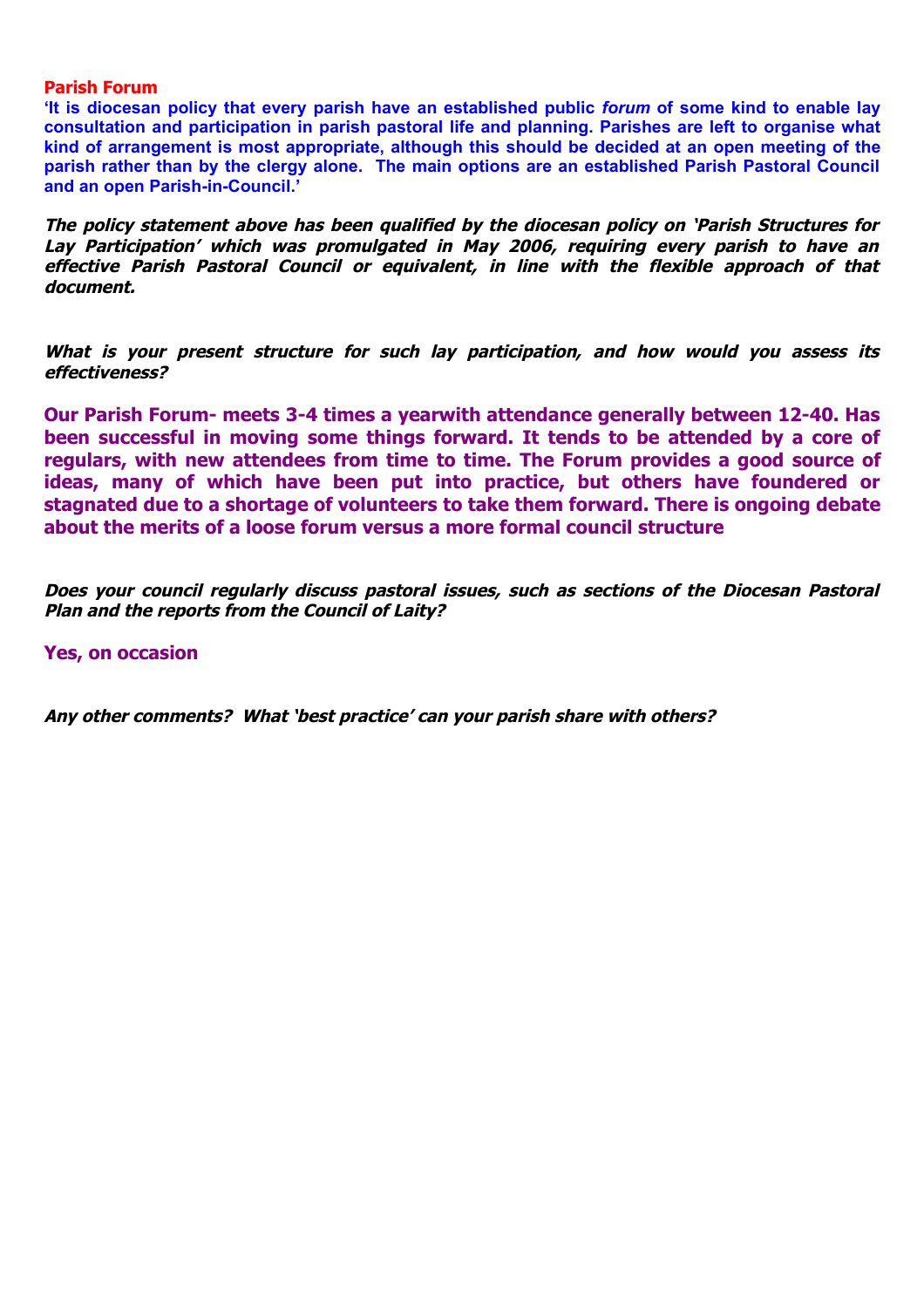### Parish Forum

**'It is diocesan policy that every parish have an established public *forum* of some kind to enable lay consultation and participation in parish pastoral life and planning. Parishes are left to organise what kind of arrangement is most appropriate, although this should be decided at an open meeting of the parish rather than by the clergy alone. The main options are an established Parish Pastoral Council and an open Parish-in-Council.'**

***The policy statement above has been qualified by the diocesan policy on 'Parish Structures for Lay Participation' which was promulgated in May 2006, requiring every parish to have an effective Parish Pastoral Council or equivalent, in line with the flexible approach of that document.***

***What is your present structure for such lay participation, and how would you assess its effectiveness?***

**Our Parish Forum- meets 3-4 times a yearwith attendance generally between 12-40. Has been successful in moving some things forward. It tends to be attended by a core of regulars, with new attendees from time to time. The Forum provides a good source of ideas, many of which have been put into practice, but others have foundered or stagnated due to a shortage of volunteers to take them forward. There is ongoing debate about the merits of a loose forum versus a more formal council structure**

***Does your council regularly discuss pastoral issues, such as sections of the Diocesan Pastoral Plan and the reports from the Council of Laity?***

**Yes, on occasion**

***Any other comments? What 'best practice' can your parish share with others?***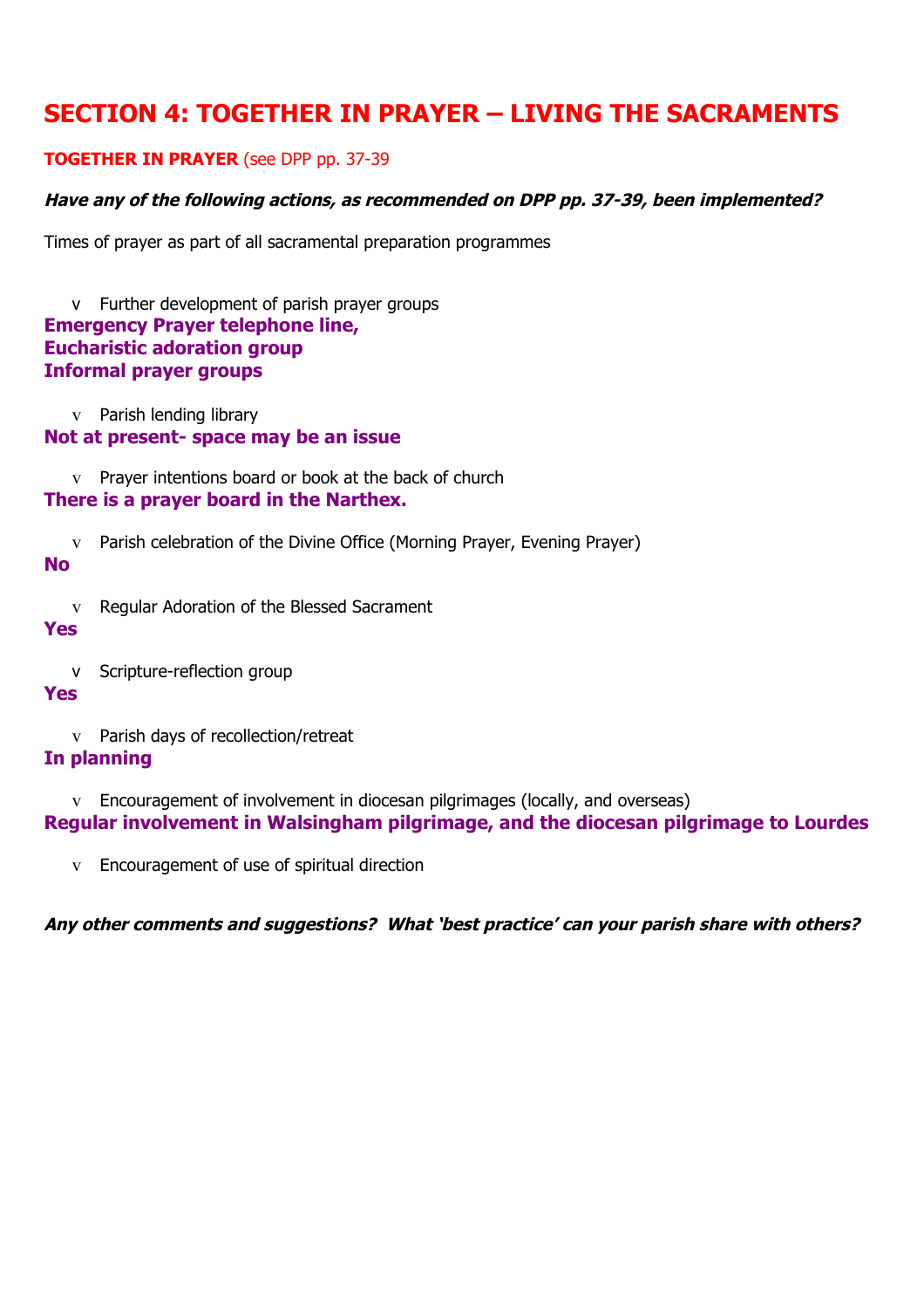# SECTION 4: TOGETHER IN PRAYER – LIVING THE SACRAMENTS

**TOGETHER IN PRAYER** (see DPP pp. 37-39

***Have any of the following actions, as recommended on DPP pp. 37-39, been implemented?***

Times of prayer as part of all sacramental preparation programmes

- Further development of parish prayer groups

**Emergency Prayer telephone line,**
**Eucharistic adoration group**
**Informal prayer groups**

- Parish lending library

**Not at present- space may be an issue**

- Prayer intentions board or book at the back of church

**There is a prayer board in the Narthex.**

- Parish celebration of the Divine Office (Morning Prayer, Evening Prayer)

**No**

- Regular Adoration of the Blessed Sacrament

**Yes**

- Scripture-reflection group

**Yes**

- Parish days of recollection/retreat

**In planning**

- Encouragement of involvement in diocesan pilgrimages (locally, and overseas)

**Regular involvement in Walsingham pilgrimage, and the diocesan pilgrimage to Lourdes**

- Encouragement of use of spiritual direction

***Any other comments and suggestions? What 'best practice' can your parish share with others?***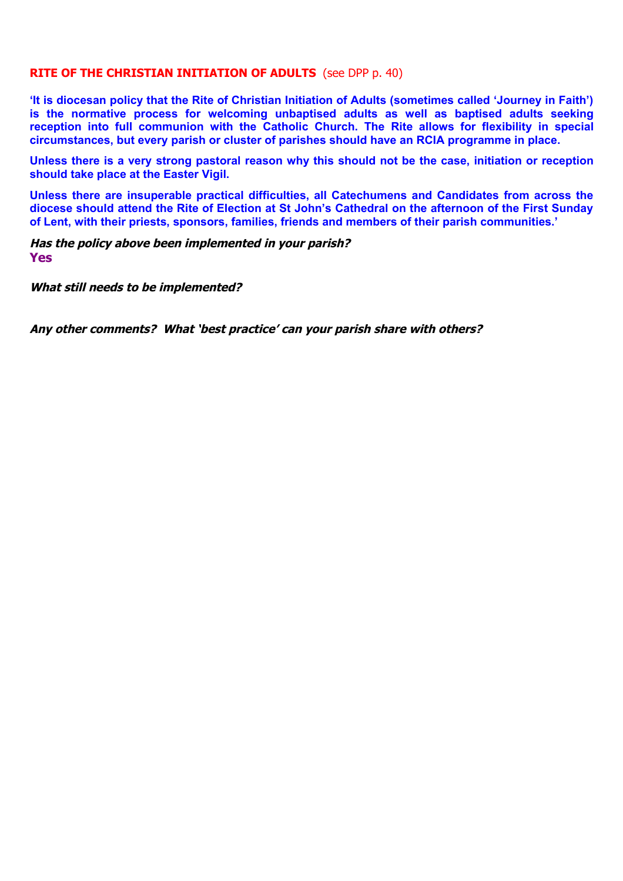## RITE OF THE CHRISTIAN INITIATION OF ADULTS (see DPP p. 40)

**'It is diocesan policy that the Rite of Christian Initiation of Adults (sometimes called 'Journey in Faith') is the normative process for welcoming unbaptised adults as well as baptised adults seeking reception into full communion with the Catholic Church. The Rite allows for flexibility in special circumstances, but every parish or cluster of parishes should have an RCIA programme in place.**

**Unless there is a very strong pastoral reason why this should not be the case, initiation or reception should take place at the Easter Vigil.**

**Unless there are insuperable practical difficulties, all Catechumens and Candidates from across the diocese should attend the Rite of Election at St John's Cathedral on the afternoon of the First Sunday of Lent, with their priests, sponsors, families, friends and members of their parish communities.'**

***Has the policy above been implemented in your parish?***

**Yes**

***What still needs to be implemented?***

***Any other comments? What 'best practice' can your parish share with others?***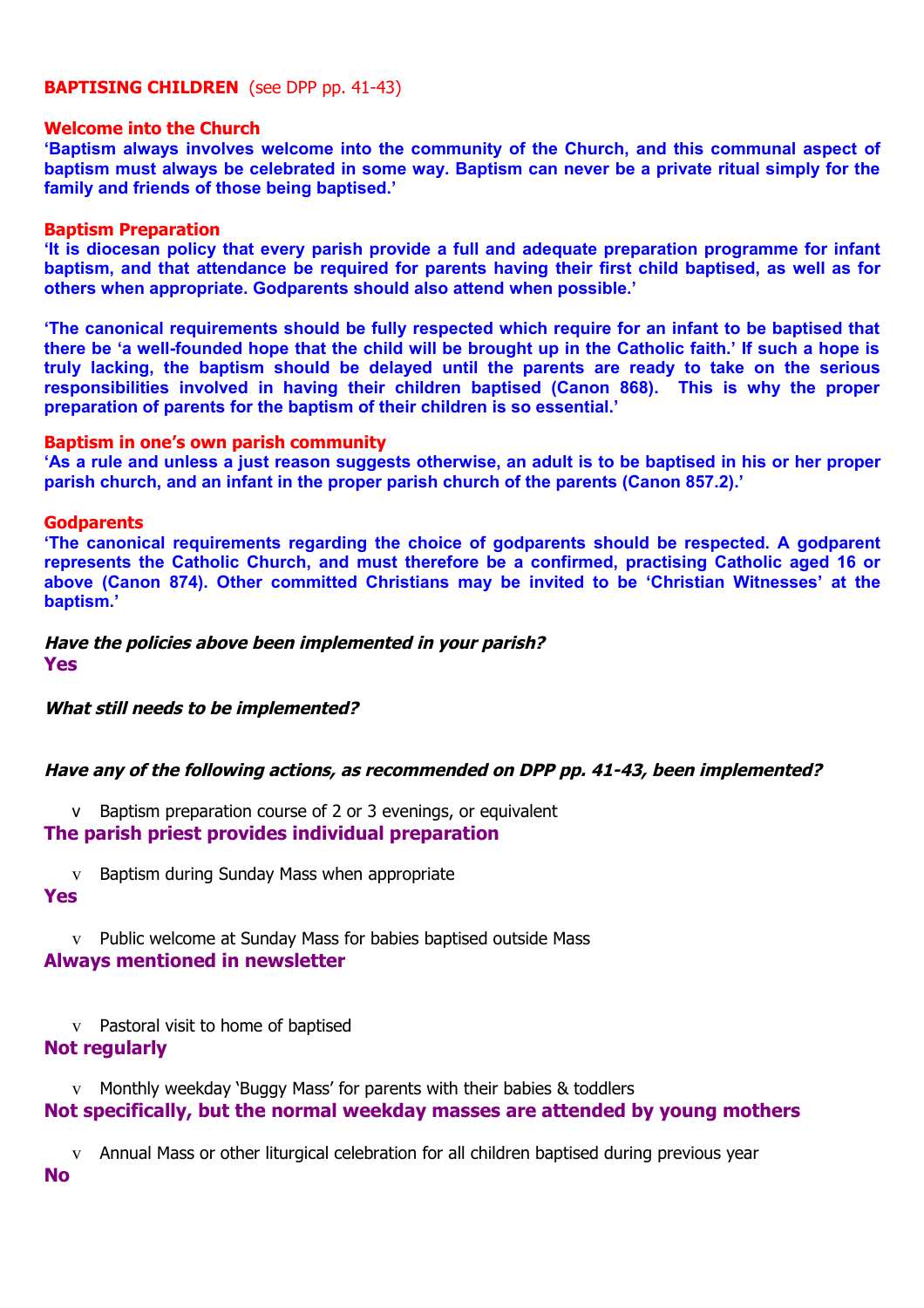**BAPTISING CHILDREN** (see DPP pp. 41-43)

**Welcome into the Church**

**'Baptism always involves welcome into the community of the Church, and this communal aspect of baptism must always be celebrated in some way. Baptism can never be a private ritual simply for the family and friends of those being baptised.'**

**Baptism Preparation**

**'It is diocesan policy that every parish provide a full and adequate preparation programme for infant baptism, and that attendance be required for parents having their first child baptised, as well as for others when appropriate. Godparents should also attend when possible.'**

**'The canonical requirements should be fully respected which require for an infant to be baptised that there be 'a well-founded hope that the child will be brought up in the Catholic faith.' If such a hope is truly lacking, the baptism should be delayed until the parents are ready to take on the serious responsibilities involved in having their children baptised (Canon 868). This is why the proper preparation of parents for the baptism of their children is so essential.'**

**Baptism in one's own parish community**

**'As a rule and unless a just reason suggests otherwise, an adult is to be baptised in his or her proper parish church, and an infant in the proper parish church of the parents (Canon 857.2).'**

**Godparents**

**'The canonical requirements regarding the choice of godparents should be respected. A godparent represents the Catholic Church, and must therefore be a confirmed, practising Catholic aged 16 or above (Canon 874). Other committed Christians may be invited to be 'Christian Witnesses' at the baptism.'**

***Have the policies above been implemented in your parish?***

**Yes**

***What still needs to be implemented?***

***Have any of the following actions, as recommended on DPP pp. 41-43, been implemented?***

- Baptism preparation course of 2 or 3 evenings, or equivalent

**The parish priest provides individual preparation**

- Baptism during Sunday Mass when appropriate

**Yes**

- Public welcome at Sunday Mass for babies baptised outside Mass

**Always mentioned in newsletter**

- Pastoral visit to home of baptised

**Not regularly**

- Monthly weekday 'Buggy Mass' for parents with their babies & toddlers

**Not specifically, but the normal weekday masses are attended by young mothers**

- Annual Mass or other liturgical celebration for all children baptised during previous year

**No**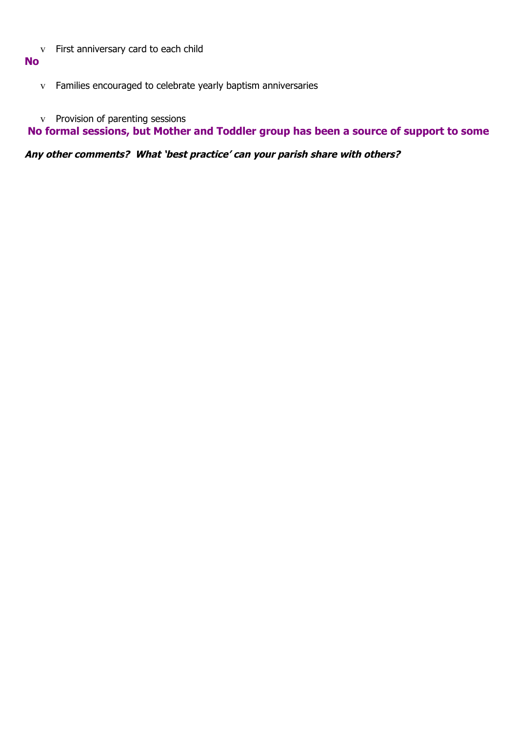- First anniversary card to each child

**No**

- Families encouraged to celebrate yearly baptism anniversaries

- Provision of parenting sessions

**No formal sessions, but Mother and Toddler group has been a source of support to some**

***Any other comments? What 'best practice' can your parish share with others?***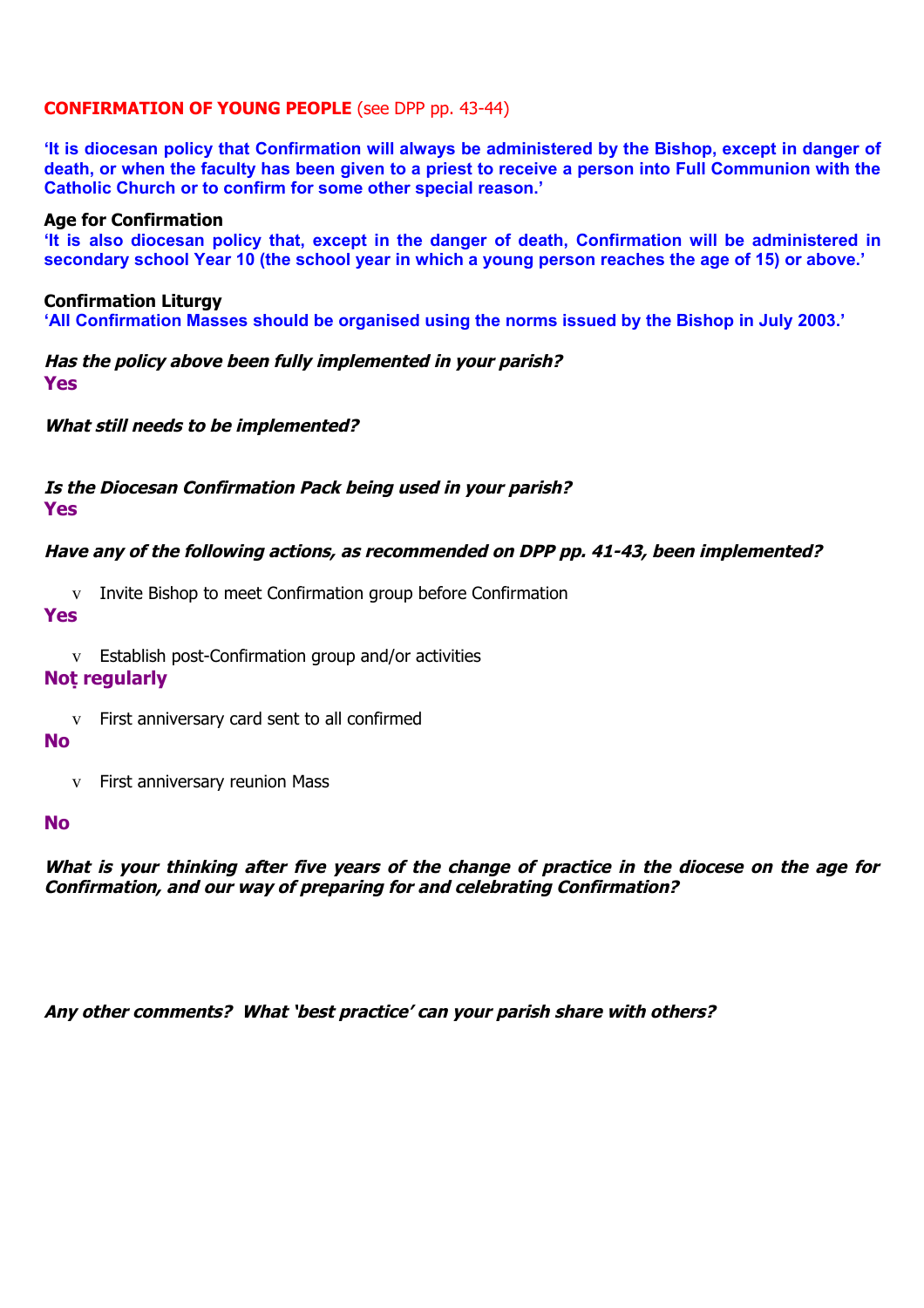**CONFIRMATION OF YOUNG PEOPLE** (see DPP pp. 43-44)

**'It is diocesan policy that Confirmation will always be administered by the Bishop, except in danger of death, or when the faculty has been given to a priest to receive a person into Full Communion with the Catholic Church or to confirm for some other special reason.'**

**Age for Confirmation**

**'It is also diocesan policy that, except in the danger of death, Confirmation will be administered in secondary school Year 10 (the school year in which a young person reaches the age of 15) or above.'**

**Confirmation Liturgy**

**'All Confirmation Masses should be organised using the norms issued by the Bishop in July 2003.'**

***Has the policy above been fully implemented in your parish?***

**Yes**

***What still needs to be implemented?***

***Is the Diocesan Confirmation Pack being used in your parish?***

**Yes**

***Have any of the following actions, as recommended on DPP pp. 41-43, been implemented?***

- Invite Bishop to meet Confirmation group before Confirmation

**Yes**

- Establish post-Confirmation group and/or activities

**Not regularly**

- First anniversary card sent to all confirmed

**No**

- First anniversary reunion Mass

**No**

***What is your thinking after five years of the change of practice in the diocese on the age for Confirmation, and our way of preparing for and celebrating Confirmation?***

***Any other comments? What 'best practice' can your parish share with others?***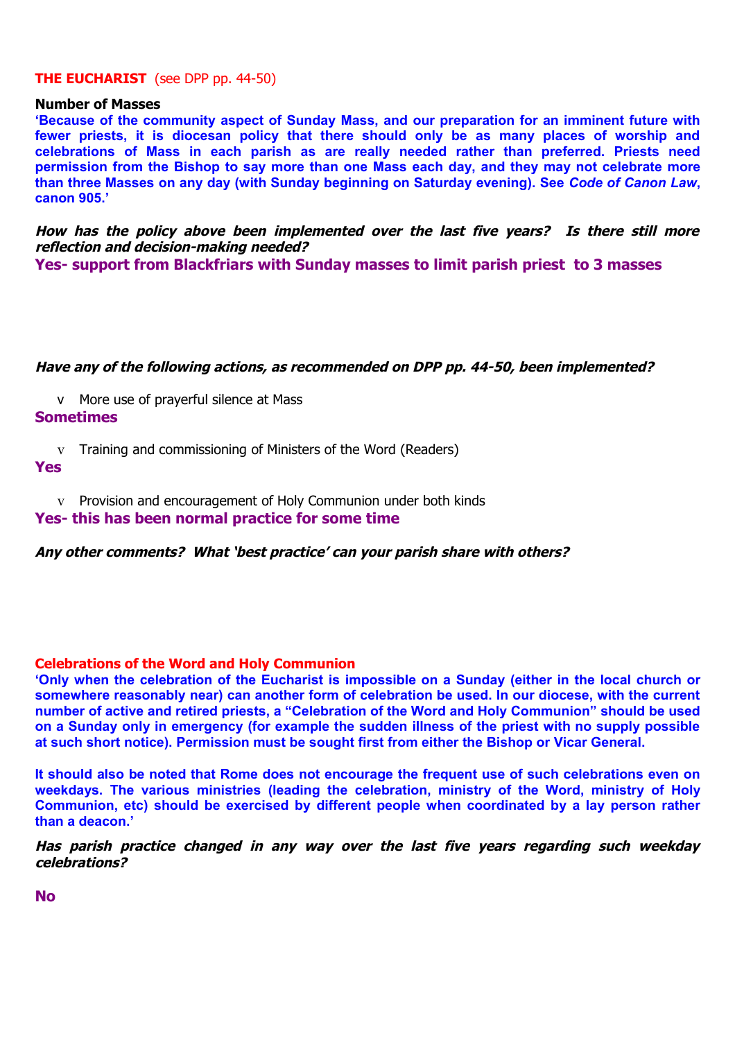## THE EUCHARIST (see DPP pp. 44-50)

**Number of Masses**

**'Because of the community aspect of Sunday Mass, and our preparation for an imminent future with fewer priests, it is diocesan policy that there should only be as many places of worship and celebrations of Mass in each parish as are really needed rather than preferred. Priests need permission from the Bishop to say more than one Mass each day, and they may not celebrate more than three Masses on any day (with Sunday beginning on Saturday evening). See *Code of Canon Law*, canon 905.'**

***How has the policy above been implemented over the last five years? Is there still more reflection and decision-making needed?***

**Yes- support from Blackfriars with Sunday masses to limit parish priest to 3 masses**

***Have any of the following actions, as recommended on DPP pp. 44-50, been implemented?***

- More use of prayerful silence at Mass

**Sometimes**

- Training and commissioning of Ministers of the Word (Readers)

**Yes**

- Provision and encouragement of Holy Communion under both kinds

**Yes- this has been normal practice for some time**

***Any other comments? What 'best practice' can your parish share with others?***

## Celebrations of the Word and Holy Communion

**'Only when the celebration of the Eucharist is impossible on a Sunday (either in the local church or somewhere reasonably near) can another form of celebration be used. In our diocese, with the current number of active and retired priests, a "Celebration of the Word and Holy Communion" should be used on a Sunday only in emergency (for example the sudden illness of the priest with no supply possible at such short notice). Permission must be sought first from either the Bishop or Vicar General.**

**It should also be noted that Rome does not encourage the frequent use of such celebrations even on weekdays. The various ministries (leading the celebration, ministry of the Word, ministry of Holy Communion, etc) should be exercised by different people when coordinated by a lay person rather than a deacon.'**

***Has parish practice changed in any way over the last five years regarding such weekday celebrations?***

**No**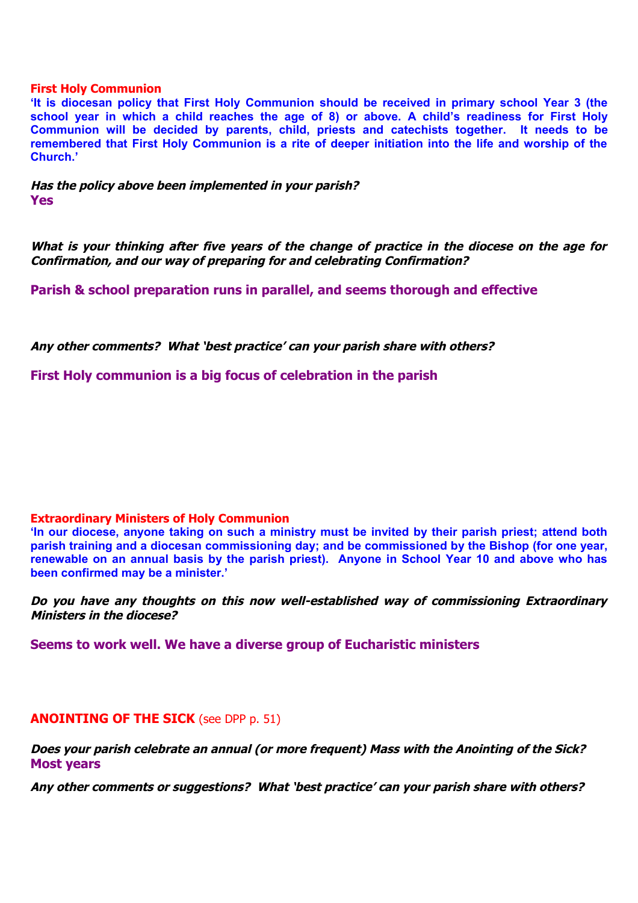**First Holy Communion**

**'It is diocesan policy that First Holy Communion should be received in primary school Year 3 (the school year in which a child reaches the age of 8) or above. A child's readiness for First Holy Communion will be decided by parents, child, priests and catechists together. It needs to be remembered that First Holy Communion is a rite of deeper initiation into the life and worship of the Church.'**

***Has the policy above been implemented in your parish?***

**Yes**

***What is your thinking after five years of the change of practice in the diocese on the age for Confirmation, and our way of preparing for and celebrating Confirmation?***

**Parish & school preparation runs in parallel, and seems thorough and effective**

***Any other comments? What 'best practice' can your parish share with others?***

**First Holy communion is a big focus of celebration in the parish**

**Extraordinary Ministers of Holy Communion**

**'In our diocese, anyone taking on such a ministry must be invited by their parish priest; attend both parish training and a diocesan commissioning day; and be commissioned by the Bishop (for one year, renewable on an annual basis by the parish priest). Anyone in School Year 10 and above who has been confirmed may be a minister.'**

***Do you have any thoughts on this now well-established way of commissioning Extraordinary Ministers in the diocese?***

**Seems to work well. We have a diverse group of Eucharistic ministers**

**ANOINTING OF THE SICK** (see DPP p. 51)

***Does your parish celebrate an annual (or more frequent) Mass with the Anointing of the Sick?***

**Most years**

***Any other comments or suggestions? What 'best practice' can your parish share with others?***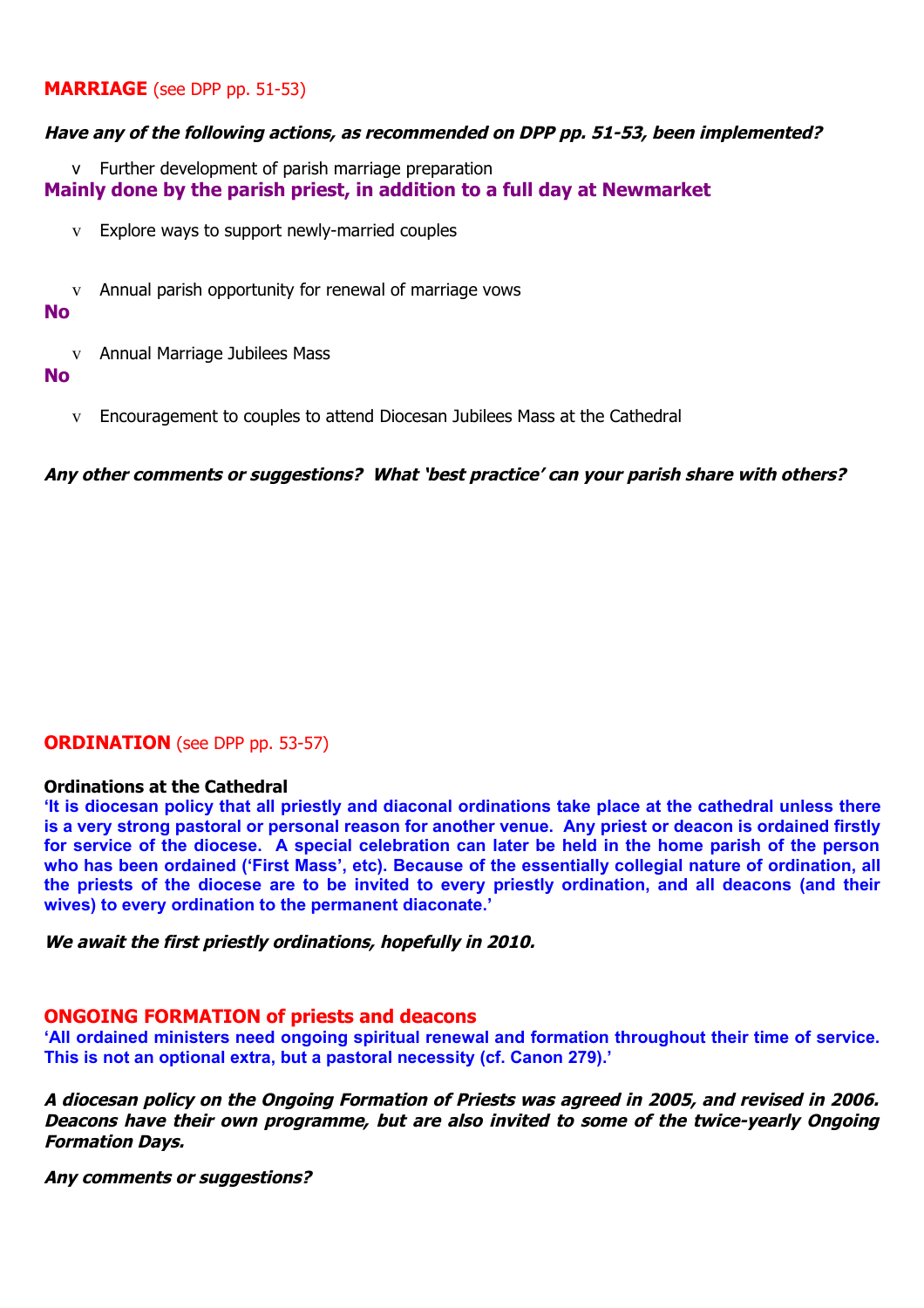## MARRIAGE (see DPP pp. 51-53)

***Have any of the following actions, as recommended on DPP pp. 51-53, been implemented?***

- Further development of parish marriage preparation

**Mainly done by the parish priest, in addition to a full day at Newmarket**

- Explore ways to support newly-married couples

- Annual parish opportunity for renewal of marriage vows

**No**

- Annual Marriage Jubilees Mass

**No**

- Encouragement to couples to attend Diocesan Jubilees Mass at the Cathedral

***Any other comments or suggestions? What 'best practice' can your parish share with others?***

## ORDINATION (see DPP pp. 53-57)

**Ordinations at the Cathedral**

**'It is diocesan policy that all priestly and diaconal ordinations take place at the cathedral unless there is a very strong pastoral or personal reason for another venue. Any priest or deacon is ordained firstly for service of the diocese. A special celebration can later be held in the home parish of the person who has been ordained ('First Mass', etc). Because of the essentially collegial nature of ordination, all the priests of the diocese are to be invited to every priestly ordination, and all deacons (and their wives) to every ordination to the permanent diaconate.'**

***We await the first priestly ordinations, hopefully in 2010.***

## ONGOING FORMATION of priests and deacons

**'All ordained ministers need ongoing spiritual renewal and formation throughout their time of service. This is not an optional extra, but a pastoral necessity (cf. Canon 279).'**

***A diocesan policy on the Ongoing Formation of Priests was agreed in 2005, and revised in 2006. Deacons have their own programme, but are also invited to some of the twice-yearly Ongoing Formation Days.***

***Any comments or suggestions?***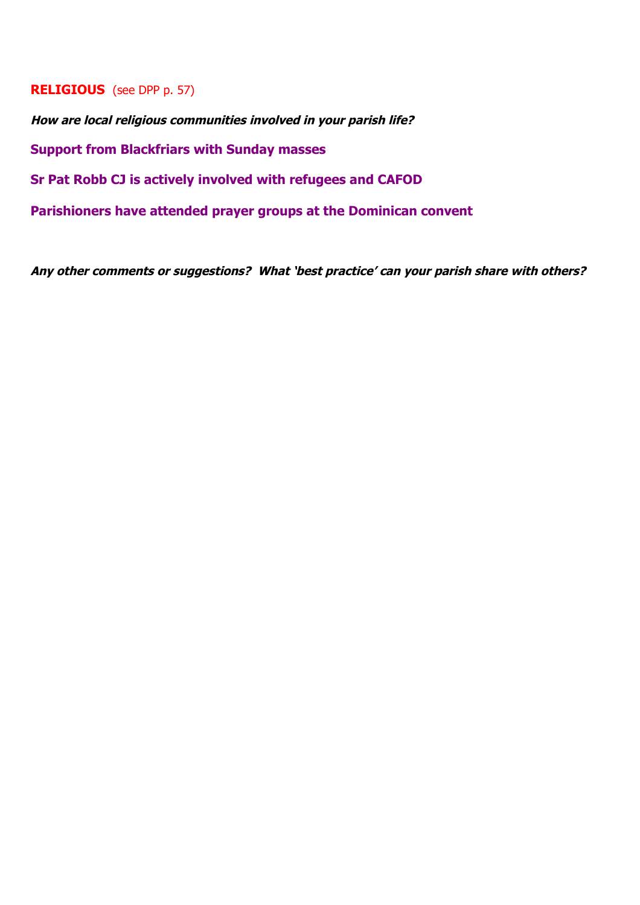## RELIGIOUS (see DPP p. 57)

***How are local religious communities involved in your parish life?***

**Support from Blackfriars with Sunday masses**

**Sr Pat Robb CJ is actively involved with refugees and CAFOD**

**Parishioners have attended prayer groups at the Dominican convent**

***Any other comments or suggestions? What 'best practice' can your parish share with others?***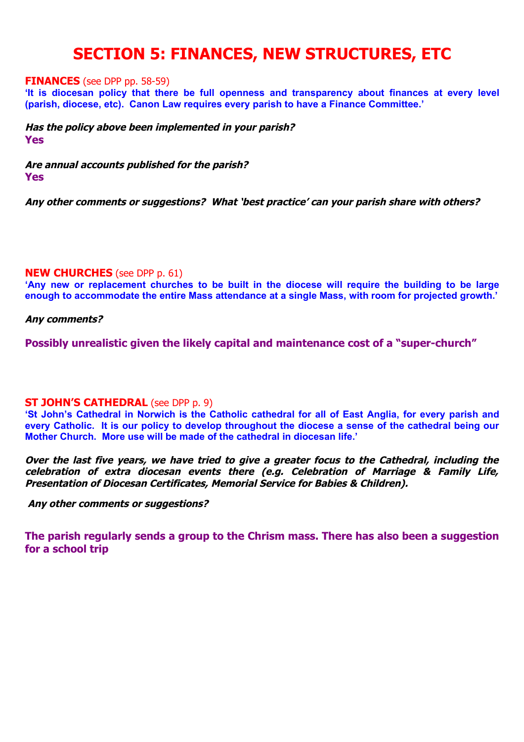# SECTION 5: FINANCES, NEW STRUCTURES, ETC

**FINANCES** (see DPP pp. 58-59)

**'It is diocesan policy that there be full openness and transparency about finances at every level (parish, diocese, etc). Canon Law requires every parish to have a Finance Committee.'**

***Has the policy above been implemented in your parish?***

**Yes**

***Are annual accounts published for the parish?***

**Yes**

***Any other comments or suggestions? What 'best practice' can your parish share with others?***

**NEW CHURCHES** (see DPP p. 61)

**'Any new or replacement churches to be built in the diocese will require the building to be large enough to accommodate the entire Mass attendance at a single Mass, with room for projected growth.'**

***Any comments?***

**Possibly unrealistic given the likely capital and maintenance cost of a "super-church"**

**ST JOHN'S CATHEDRAL** (see DPP p. 9)

**'St John's Cathedral in Norwich is the Catholic cathedral for all of East Anglia, for every parish and every Catholic. It is our policy to develop throughout the diocese a sense of the cathedral being our Mother Church. More use will be made of the cathedral in diocesan life.'**

***Over the last five years, we have tried to give a greater focus to the Cathedral, including the celebration of extra diocesan events there (e.g. Celebration of Marriage & Family Life, Presentation of Diocesan Certificates, Memorial Service for Babies & Children).***

***Any other comments or suggestions?***

**The parish regularly sends a group to the Chrism mass. There has also been a suggestion for a school trip**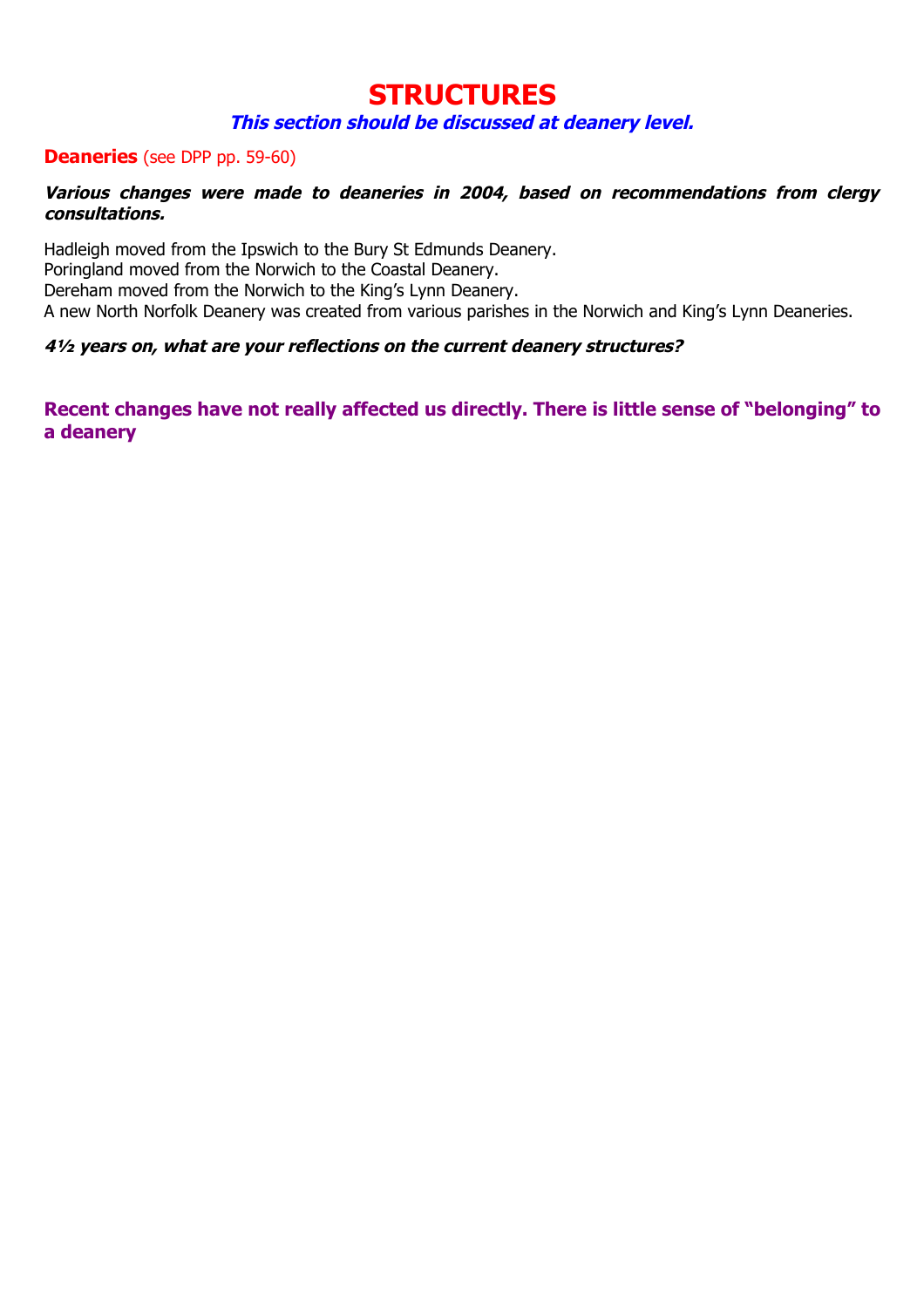# STRUCTURES

***This section should be discussed at deanery level.***

**Deaneries** (see DPP pp. 59-60)

***Various changes were made to deaneries in 2004, based on recommendations from clergy consultations.***

Hadleigh moved from the Ipswich to the Bury St Edmunds Deanery.
Poringland moved from the Norwich to the Coastal Deanery.
Dereham moved from the Norwich to the King's Lynn Deanery.
A new North Norfolk Deanery was created from various parishes in the Norwich and King's Lynn Deaneries.

***4½ years on, what are your reflections on the current deanery structures?***

**Recent changes have not really affected us directly. There is little sense of "belonging" to a deanery**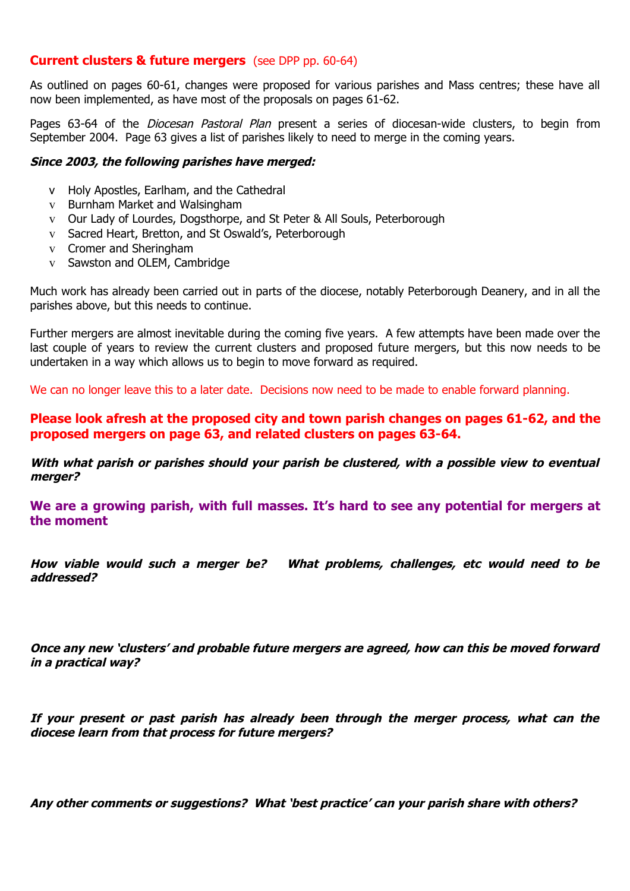## Current clusters & future mergers (see DPP pp. 60-64)

As outlined on pages 60-61, changes were proposed for various parishes and Mass centres; these have all now been implemented, as have most of the proposals on pages 61-62.

Pages 63-64 of the *Diocesan Pastoral Plan* present a series of diocesan-wide clusters, to begin from September 2004. Page 63 gives a list of parishes likely to need to merge in the coming years.

***Since 2003, the following parishes have merged:***

- Holy Apostles, Earlham, and the Cathedral
- Burnham Market and Walsingham
- Our Lady of Lourdes, Dogsthorpe, and St Peter & All Souls, Peterborough
- Sacred Heart, Bretton, and St Oswald's, Peterborough
- Cromer and Sheringham
- Sawston and OLEM, Cambridge

Much work has already been carried out in parts of the diocese, notably Peterborough Deanery, and in all the parishes above, but this needs to continue.

Further mergers are almost inevitable during the coming five years. A few attempts have been made over the last couple of years to review the current clusters and proposed future mergers, but this now needs to be undertaken in a way which allows us to begin to move forward as required.

We can no longer leave this to a later date. Decisions now need to be made to enable forward planning.

**Please look afresh at the proposed city and town parish changes on pages 61-62, and the proposed mergers on page 63, and related clusters on pages 63-64.**

***With what parish or parishes should your parish be clustered, with a possible view to eventual merger?***

**We are a growing parish, with full masses. It's hard to see any potential for mergers at the moment**

***How viable would such a merger be? What problems, challenges, etc would need to be addressed?***

***Once any new 'clusters' and probable future mergers are agreed, how can this be moved forward in a practical way?***

***If your present or past parish has already been through the merger process, what can the diocese learn from that process for future mergers?***

***Any other comments or suggestions? What 'best practice' can your parish share with others?***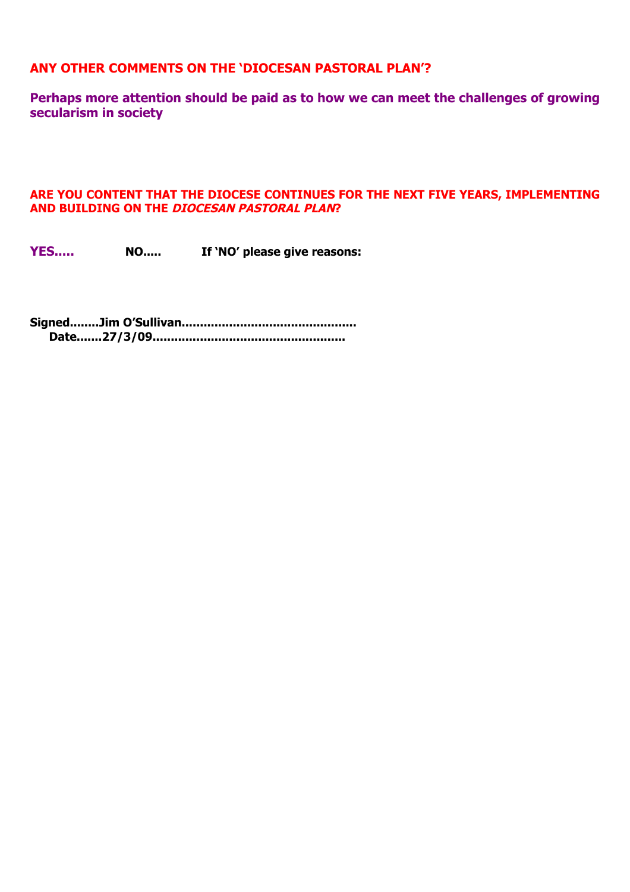**ANY OTHER COMMENTS ON THE 'DIOCESAN PASTORAL PLAN'?**

**Perhaps more attention should be paid as to how we can meet the challenges of growing secularism in society**

**ARE YOU CONTENT THAT THE DIOCESE CONTINUES FOR THE NEXT FIVE YEARS, IMPLEMENTING AND BUILDING ON THE *DIOCESAN PASTORAL PLAN*?**

**YES.....** **NO.....** **If 'NO' please give reasons:**

**Signed........Jim O'Sullivan..............................................**
**Date.......27/3/09....................................................**